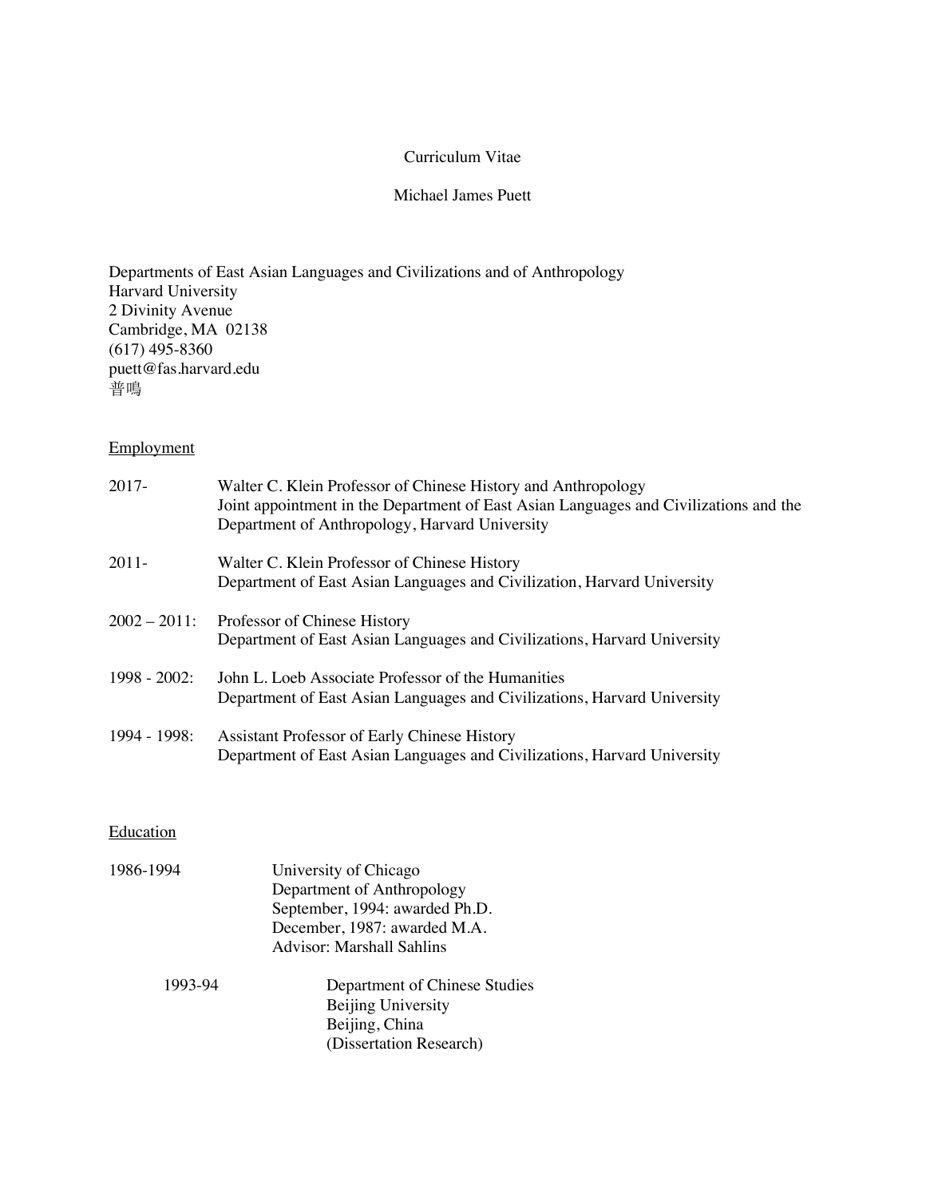# Curriculum Vitae

## Michael James Puett

Departments of East Asian Languages and Civilizations and of Anthropology
Harvard University
2 Divinity Avenue
Cambridge, MA 02138
(617) 495-8360
puett@fas.harvard.edu
普鳴

### Employment

2017- Walter C. Klein Professor of Chinese History and Anthropology
Joint appointment in the Department of East Asian Languages and Civilizations and the Department of Anthropology, Harvard University

2011- Walter C. Klein Professor of Chinese History
Department of East Asian Languages and Civilization, Harvard University

2002 – 2011: Professor of Chinese History
Department of East Asian Languages and Civilizations, Harvard University

1998 - 2002: John L. Loeb Associate Professor of the Humanities
Department of East Asian Languages and Civilizations, Harvard University

1994 - 1998: Assistant Professor of Early Chinese History
Department of East Asian Languages and Civilizations, Harvard University

### Education

1986-1994 University of Chicago
Department of Anthropology
September, 1994: awarded Ph.D.
December, 1987: awarded M.A.
Advisor: Marshall Sahlins

1993-94 Department of Chinese Studies
Beijing University
Beijing, China
(Dissertation Research)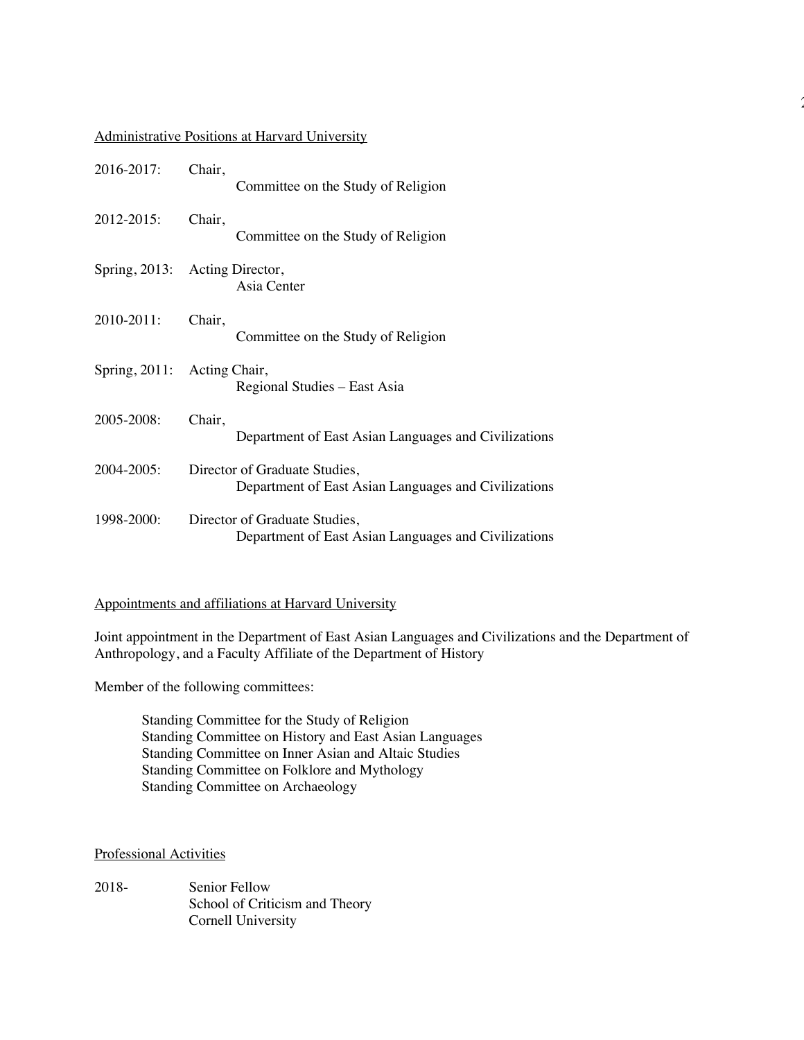Administrative Positions at Harvard University

2016-2017: Chair,
Committee on the Study of Religion

2012-2015: Chair,
Committee on the Study of Religion

Spring, 2013: Acting Director,
Asia Center

2010-2011: Chair,
Committee on the Study of Religion

Spring, 2011: Acting Chair,
Regional Studies – East Asia

2005-2008: Chair,
Department of East Asian Languages and Civilizations

2004-2005: Director of Graduate Studies,
Department of East Asian Languages and Civilizations

1998-2000: Director of Graduate Studies,
Department of East Asian Languages and Civilizations

Appointments and affiliations at Harvard University

Joint appointment in the Department of East Asian Languages and Civilizations and the Department of Anthropology, and a Faculty Affiliate of the Department of History

Member of the following committees:

Standing Committee for the Study of Religion
Standing Committee on History and East Asian Languages
Standing Committee on Inner Asian and Altaic Studies
Standing Committee on Folklore and Mythology
Standing Committee on Archaeology

Professional Activities

2018- Senior Fellow
School of Criticism and Theory
Cornell University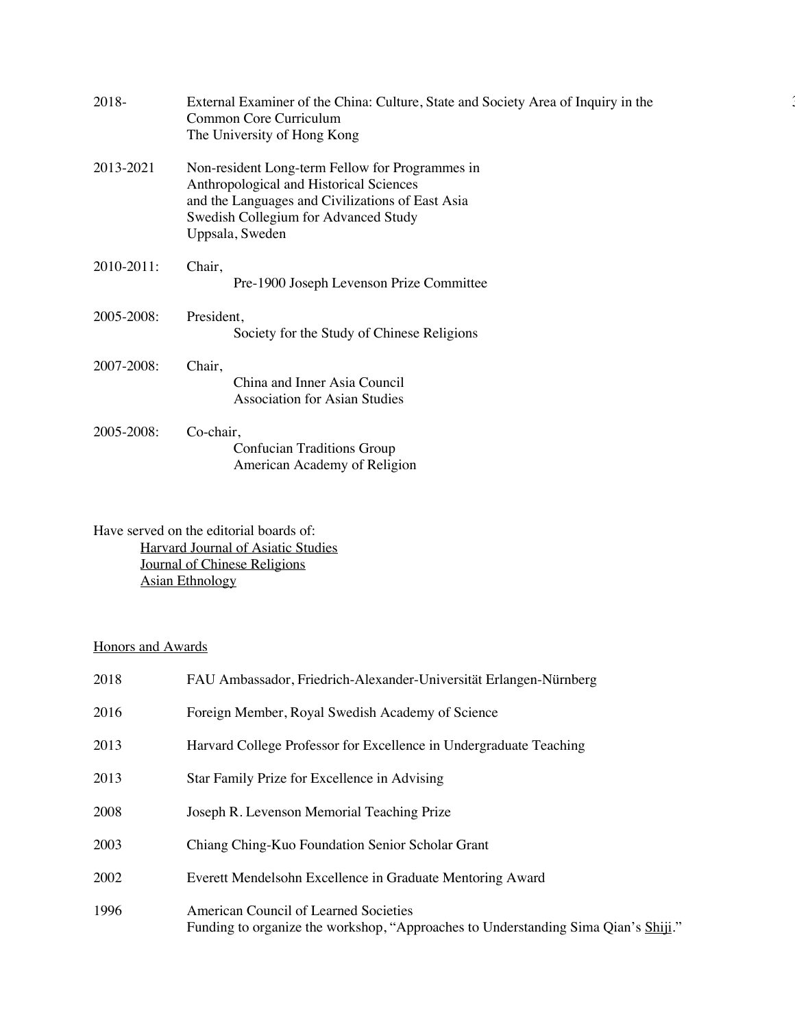2018- External Examiner of the China: Culture, State and Society Area of Inquiry in the Common Core Curriculum
The University of Hong Kong

2013-2021 Non-resident Long-term Fellow for Programmes in Anthropological and Historical Sciences and the Languages and Civilizations of East Asia
Swedish Collegium for Advanced Study
Uppsala, Sweden

2010-2011: Chair,
Pre-1900 Joseph Levenson Prize Committee

2005-2008: President,
Society for the Study of Chinese Religions

2007-2008: Chair,
China and Inner Asia Council
Association for Asian Studies

2005-2008: Co-chair,
Confucian Traditions Group
American Academy of Religion

Have served on the editorial boards of:

- Harvard Journal of Asiatic Studies
- Journal of Chinese Religions
- Asian Ethnology

## Honors and Awards

2018 FAU Ambassador, Friedrich-Alexander-Universität Erlangen-Nürnberg

2016 Foreign Member, Royal Swedish Academy of Science

2013 Harvard College Professor for Excellence in Undergraduate Teaching

2013 Star Family Prize for Excellence in Advising

2008 Joseph R. Levenson Memorial Teaching Prize

2003 Chiang Ching-Kuo Foundation Senior Scholar Grant

2002 Everett Mendelsohn Excellence in Graduate Mentoring Award

1996 American Council of Learned Societies
Funding to organize the workshop, "Approaches to Understanding Sima Qian's Shiji."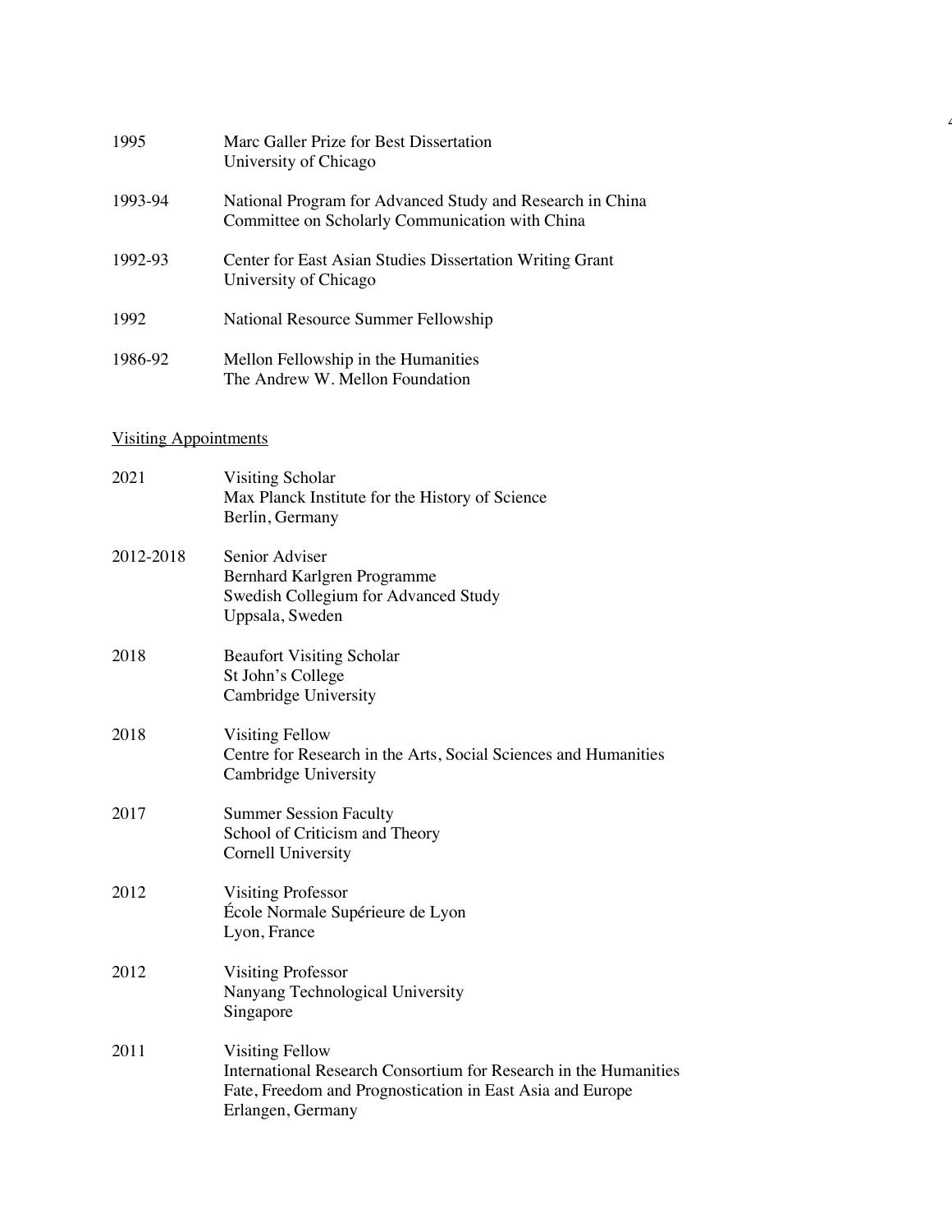1995 Marc Galler Prize for Best Dissertation
University of Chicago

1993-94 National Program for Advanced Study and Research in China
Committee on Scholarly Communication with China

1992-93 Center for East Asian Studies Dissertation Writing Grant
University of Chicago

1992 National Resource Summer Fellowship

1986-92 Mellon Fellowship in the Humanities
The Andrew W. Mellon Foundation

## Visiting Appointments

2021 Visiting Scholar
Max Planck Institute for the History of Science
Berlin, Germany

2012-2018 Senior Adviser
Bernhard Karlgren Programme
Swedish Collegium for Advanced Study
Uppsala, Sweden

2018 Beaufort Visiting Scholar
St John's College
Cambridge University

2018 Visiting Fellow
Centre for Research in the Arts, Social Sciences and Humanities
Cambridge University

2017 Summer Session Faculty
School of Criticism and Theory
Cornell University

2012 Visiting Professor
École Normale Supérieure de Lyon
Lyon, France

2012 Visiting Professor
Nanyang Technological University
Singapore

2011 Visiting Fellow
International Research Consortium for Research in the Humanities
Fate, Freedom and Prognostication in East Asia and Europe
Erlangen, Germany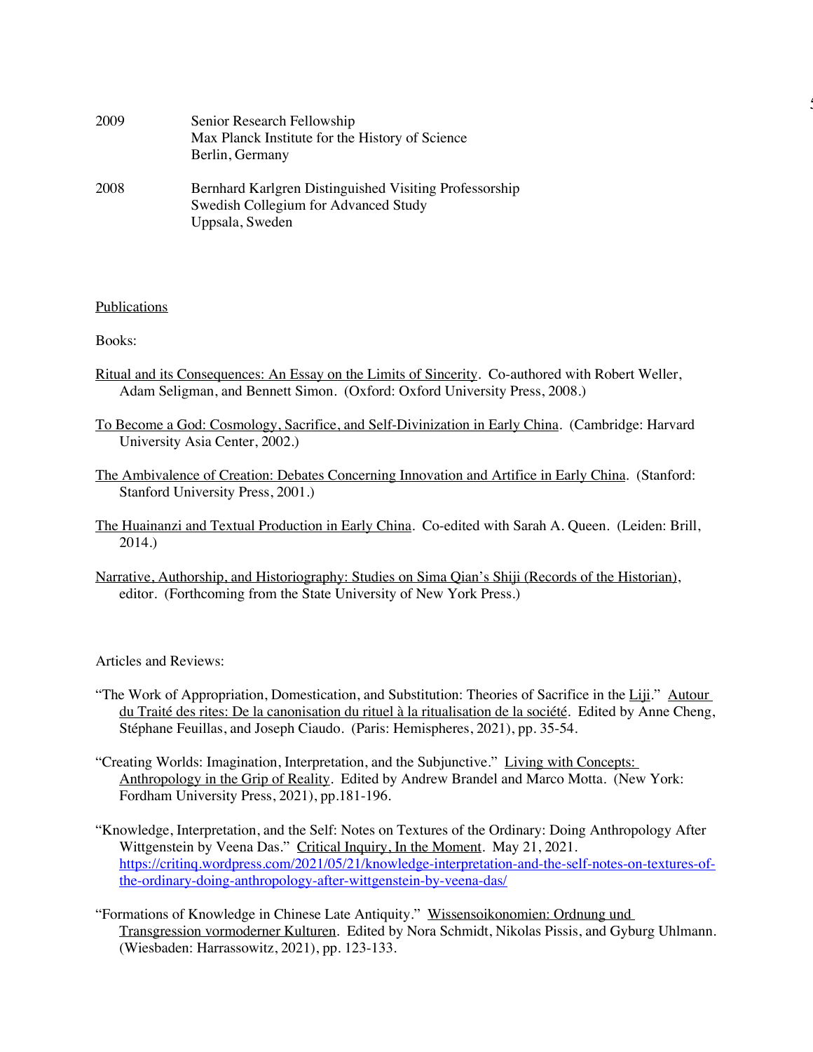2009 Senior Research Fellowship
Max Planck Institute for the History of Science
Berlin, Germany

2008 Bernhard Karlgren Distinguished Visiting Professorship
Swedish Collegium for Advanced Study
Uppsala, Sweden

## Publications

Books:

Ritual and its Consequences: An Essay on the Limits of Sincerity. Co-authored with Robert Weller, Adam Seligman, and Bennett Simon. (Oxford: Oxford University Press, 2008.)

To Become a God: Cosmology, Sacrifice, and Self-Divinization in Early China. (Cambridge: Harvard University Asia Center, 2002.)

The Ambivalence of Creation: Debates Concerning Innovation and Artifice in Early China. (Stanford: Stanford University Press, 2001.)

The Huainanzi and Textual Production in Early China. Co-edited with Sarah A. Queen. (Leiden: Brill, 2014.)

Narrative, Authorship, and Historiography: Studies on Sima Qian's Shiji (Records of the Historian), editor. (Forthcoming from the State University of New York Press.)

Articles and Reviews:

"The Work of Appropriation, Domestication, and Substitution: Theories of Sacrifice in the Liji." Autour du Traité des rites: De la canonisation du rituel à la ritualisation de la société. Edited by Anne Cheng, Stéphane Feuillas, and Joseph Ciaudo. (Paris: Hemispheres, 2021), pp. 35-54.

"Creating Worlds: Imagination, Interpretation, and the Subjunctive." Living with Concepts: Anthropology in the Grip of Reality. Edited by Andrew Brandel and Marco Motta. (New York: Fordham University Press, 2021), pp.181-196.

"Knowledge, Interpretation, and the Self: Notes on Textures of the Ordinary: Doing Anthropology After Wittgenstein by Veena Das." Critical Inquiry, In the Moment. May 21, 2021. https://critinq.wordpress.com/2021/05/21/knowledge-interpretation-and-the-self-notes-on-textures-of-the-ordinary-doing-anthropology-after-wittgenstein-by-veena-das/

"Formations of Knowledge in Chinese Late Antiquity." Wissensoikonomien: Ordnung und Transgression vormoderner Kulturen. Edited by Nora Schmidt, Nikolas Pissis, and Gyburg Uhlmann. (Wiesbaden: Harrassowitz, 2021), pp. 123-133.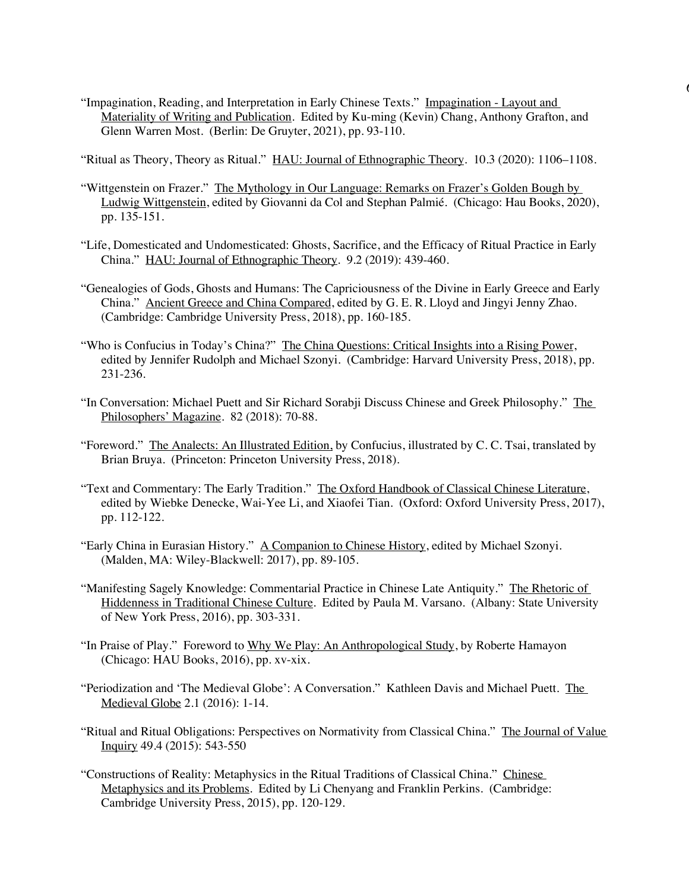"Impagination, Reading, and Interpretation in Early Chinese Texts." Impagination - Layout and Materiality of Writing and Publication. Edited by Ku-ming (Kevin) Chang, Anthony Grafton, and Glenn Warren Most. (Berlin: De Gruyter, 2021), pp. 93-110.

"Ritual as Theory, Theory as Ritual." HAU: Journal of Ethnographic Theory. 10.3 (2020): 1106–1108.

"Wittgenstein on Frazer." The Mythology in Our Language: Remarks on Frazer's Golden Bough by Ludwig Wittgenstein, edited by Giovanni da Col and Stephan Palmié. (Chicago: Hau Books, 2020), pp. 135-151.

"Life, Domesticated and Undomesticated: Ghosts, Sacrifice, and the Efficacy of Ritual Practice in Early China." HAU: Journal of Ethnographic Theory. 9.2 (2019): 439-460.

"Genealogies of Gods, Ghosts and Humans: The Capriciousness of the Divine in Early Greece and Early China." Ancient Greece and China Compared, edited by G. E. R. Lloyd and Jingyi Jenny Zhao. (Cambridge: Cambridge University Press, 2018), pp. 160-185.

"Who is Confucius in Today's China?" The China Questions: Critical Insights into a Rising Power, edited by Jennifer Rudolph and Michael Szonyi. (Cambridge: Harvard University Press, 2018), pp. 231-236.

"In Conversation: Michael Puett and Sir Richard Sorabji Discuss Chinese and Greek Philosophy." The Philosophers' Magazine. 82 (2018): 70-88.

"Foreword." The Analects: An Illustrated Edition, by Confucius, illustrated by C. C. Tsai, translated by Brian Bruya. (Princeton: Princeton University Press, 2018).

"Text and Commentary: The Early Tradition." The Oxford Handbook of Classical Chinese Literature, edited by Wiebke Denecke, Wai-Yee Li, and Xiaofei Tian. (Oxford: Oxford University Press, 2017), pp. 112-122.

"Early China in Eurasian History." A Companion to Chinese History, edited by Michael Szonyi. (Malden, MA: Wiley-Blackwell: 2017), pp. 89-105.

"Manifesting Sagely Knowledge: Commentarial Practice in Chinese Late Antiquity." The Rhetoric of Hiddenness in Traditional Chinese Culture. Edited by Paula M. Varsano. (Albany: State University of New York Press, 2016), pp. 303-331.

"In Praise of Play." Foreword to Why We Play: An Anthropological Study, by Roberte Hamayon (Chicago: HAU Books, 2016), pp. xv-xix.

"Periodization and 'The Medieval Globe': A Conversation." Kathleen Davis and Michael Puett. The Medieval Globe 2.1 (2016): 1-14.

"Ritual and Ritual Obligations: Perspectives on Normativity from Classical China." The Journal of Value Inquiry 49.4 (2015): 543-550

"Constructions of Reality: Metaphysics in the Ritual Traditions of Classical China." Chinese Metaphysics and its Problems. Edited by Li Chenyang and Franklin Perkins. (Cambridge: Cambridge University Press, 2015), pp. 120-129.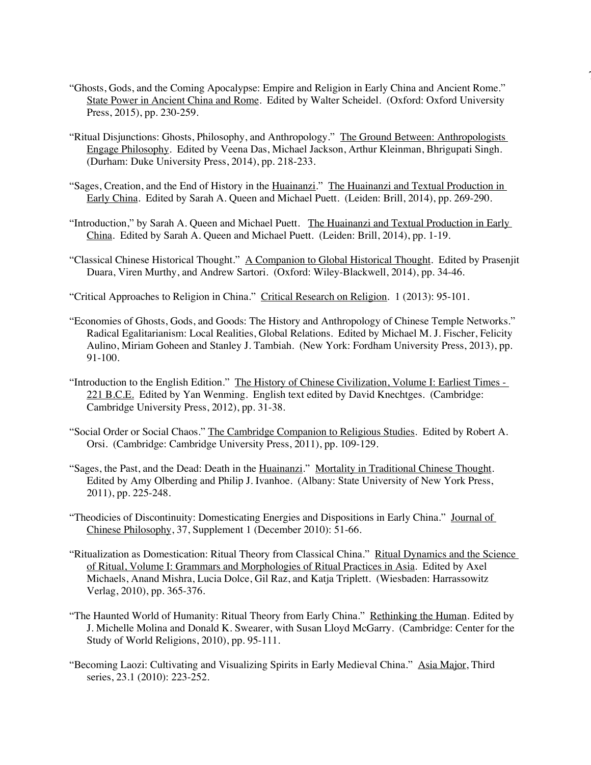"Ghosts, Gods, and the Coming Apocalypse: Empire and Religion in Early China and Ancient Rome." State Power in Ancient China and Rome. Edited by Walter Scheidel. (Oxford: Oxford University Press, 2015), pp. 230-259.

"Ritual Disjunctions: Ghosts, Philosophy, and Anthropology." The Ground Between: Anthropologists Engage Philosophy. Edited by Veena Das, Michael Jackson, Arthur Kleinman, Bhrigupati Singh. (Durham: Duke University Press, 2014), pp. 218-233.

"Sages, Creation, and the End of History in the Huainanzi." The Huainanzi and Textual Production in Early China. Edited by Sarah A. Queen and Michael Puett. (Leiden: Brill, 2014), pp. 269-290.

"Introduction," by Sarah A. Queen and Michael Puett. The Huainanzi and Textual Production in Early China. Edited by Sarah A. Queen and Michael Puett. (Leiden: Brill, 2014), pp. 1-19.

"Classical Chinese Historical Thought." A Companion to Global Historical Thought. Edited by Prasenjit Duara, Viren Murthy, and Andrew Sartori. (Oxford: Wiley-Blackwell, 2014), pp. 34-46.

"Critical Approaches to Religion in China." Critical Research on Religion. 1 (2013): 95-101.

"Economies of Ghosts, Gods, and Goods: The History and Anthropology of Chinese Temple Networks." Radical Egalitarianism: Local Realities, Global Relations. Edited by Michael M. J. Fischer, Felicity Aulino, Miriam Goheen and Stanley J. Tambiah. (New York: Fordham University Press, 2013), pp. 91-100.

"Introduction to the English Edition." The History of Chinese Civilization, Volume I: Earliest Times - 221 B.C.E. Edited by Yan Wenming. English text edited by David Knechtges. (Cambridge: Cambridge University Press, 2012), pp. 31-38.

"Social Order or Social Chaos." The Cambridge Companion to Religious Studies. Edited by Robert A. Orsi. (Cambridge: Cambridge University Press, 2011), pp. 109-129.

"Sages, the Past, and the Dead: Death in the Huainanzi." Mortality in Traditional Chinese Thought. Edited by Amy Olberding and Philip J. Ivanhoe. (Albany: State University of New York Press, 2011), pp. 225-248.

"Theodicies of Discontinuity: Domesticating Energies and Dispositions in Early China." Journal of Chinese Philosophy, 37, Supplement 1 (December 2010): 51-66.

"Ritualization as Domestication: Ritual Theory from Classical China." Ritual Dynamics and the Science of Ritual, Volume I: Grammars and Morphologies of Ritual Practices in Asia. Edited by Axel Michaels, Anand Mishra, Lucia Dolce, Gil Raz, and Katja Triplett. (Wiesbaden: Harrassowitz Verlag, 2010), pp. 365-376.

"The Haunted World of Humanity: Ritual Theory from Early China." Rethinking the Human. Edited by J. Michelle Molina and Donald K. Swearer, with Susan Lloyd McGarry. (Cambridge: Center for the Study of World Religions, 2010), pp. 95-111.

"Becoming Laozi: Cultivating and Visualizing Spirits in Early Medieval China." Asia Major, Third series, 23.1 (2010): 223-252.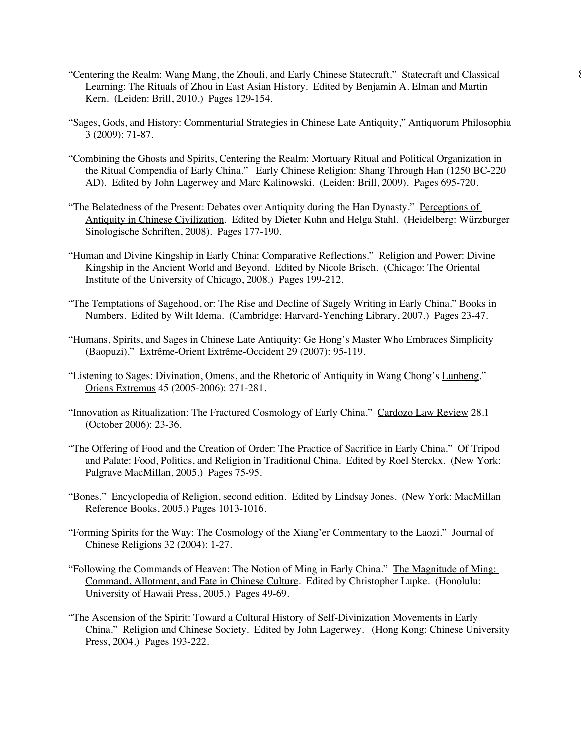"Centering the Realm: Wang Mang, the Zhouli, and Early Chinese Statecraft." Statecraft and Classical Learning: The Rituals of Zhou in East Asian History. Edited by Benjamin A. Elman and Martin Kern. (Leiden: Brill, 2010.) Pages 129-154.

"Sages, Gods, and History: Commentarial Strategies in Chinese Late Antiquity," Antiquorum Philosophia 3 (2009): 71-87.

"Combining the Ghosts and Spirits, Centering the Realm: Mortuary Ritual and Political Organization in the Ritual Compendia of Early China." Early Chinese Religion: Shang Through Han (1250 BC-220 AD). Edited by John Lagerwey and Marc Kalinowski. (Leiden: Brill, 2009). Pages 695-720.

"The Belatedness of the Present: Debates over Antiquity during the Han Dynasty." Perceptions of Antiquity in Chinese Civilization. Edited by Dieter Kuhn and Helga Stahl. (Heidelberg: Würzburger Sinologische Schriften, 2008). Pages 177-190.

"Human and Divine Kingship in Early China: Comparative Reflections." Religion and Power: Divine Kingship in the Ancient World and Beyond. Edited by Nicole Brisch. (Chicago: The Oriental Institute of the University of Chicago, 2008.) Pages 199-212.

"The Temptations of Sagehood, or: The Rise and Decline of Sagely Writing in Early China." Books in Numbers. Edited by Wilt Idema. (Cambridge: Harvard-Yenching Library, 2007.) Pages 23-47.

"Humans, Spirits, and Sages in Chinese Late Antiquity: Ge Hong's Master Who Embraces Simplicity (Baopuzi)." Extrême-Orient Extrême-Occident 29 (2007): 95-119.

"Listening to Sages: Divination, Omens, and the Rhetoric of Antiquity in Wang Chong's Lunheng." Oriens Extremus 45 (2005-2006): 271-281.

"Innovation as Ritualization: The Fractured Cosmology of Early China." Cardozo Law Review 28.1 (October 2006): 23-36.

"The Offering of Food and the Creation of Order: The Practice of Sacrifice in Early China." Of Tripod and Palate: Food, Politics, and Religion in Traditional China. Edited by Roel Sterckx. (New York: Palgrave MacMillan, 2005.) Pages 75-95.

"Bones." Encyclopedia of Religion, second edition. Edited by Lindsay Jones. (New York: MacMillan Reference Books, 2005.) Pages 1013-1016.

"Forming Spirits for the Way: The Cosmology of the Xiang'er Commentary to the Laozi." Journal of Chinese Religions 32 (2004): 1-27.

"Following the Commands of Heaven: The Notion of Ming in Early China." The Magnitude of Ming: Command, Allotment, and Fate in Chinese Culture. Edited by Christopher Lupke. (Honolulu: University of Hawaii Press, 2005.) Pages 49-69.

"The Ascension of the Spirit: Toward a Cultural History of Self-Divinization Movements in Early China." Religion and Chinese Society. Edited by John Lagerwey. (Hong Kong: Chinese University Press, 2004.) Pages 193-222.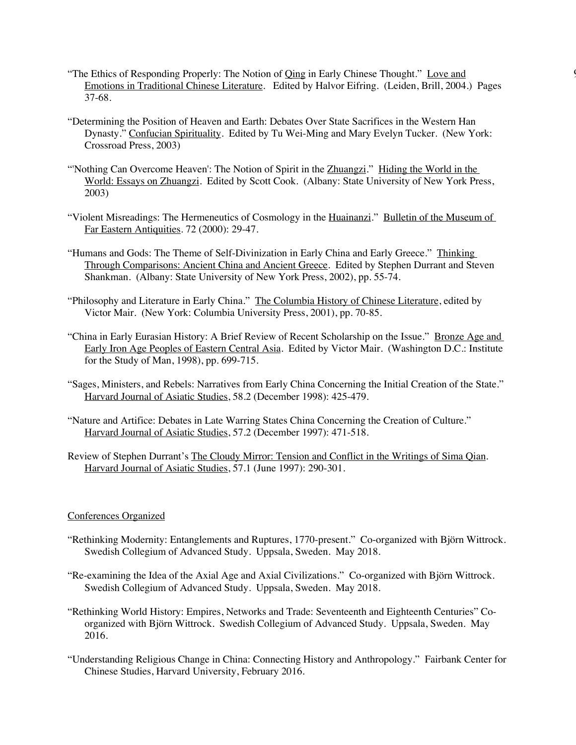"The Ethics of Responding Properly: The Notion of Qing in Early Chinese Thought." Love and Emotions in Traditional Chinese Literature. Edited by Halvor Eifring. (Leiden, Brill, 2004.) Pages 37-68.

"Determining the Position of Heaven and Earth: Debates Over State Sacrifices in the Western Han Dynasty." Confucian Spirituality. Edited by Tu Wei-Ming and Mary Evelyn Tucker. (New York: Crossroad Press, 2003)

"'Nothing Can Overcome Heaven': The Notion of Spirit in the Zhuangzi." Hiding the World in the World: Essays on Zhuangzi. Edited by Scott Cook. (Albany: State University of New York Press, 2003)

"Violent Misreadings: The Hermeneutics of Cosmology in the Huainanzi." Bulletin of the Museum of Far Eastern Antiquities. 72 (2000): 29-47.

"Humans and Gods: The Theme of Self-Divinization in Early China and Early Greece." Thinking Through Comparisons: Ancient China and Ancient Greece. Edited by Stephen Durrant and Steven Shankman. (Albany: State University of New York Press, 2002), pp. 55-74.

"Philosophy and Literature in Early China." The Columbia History of Chinese Literature, edited by Victor Mair. (New York: Columbia University Press, 2001), pp. 70-85.

"China in Early Eurasian History: A Brief Review of Recent Scholarship on the Issue." Bronze Age and Early Iron Age Peoples of Eastern Central Asia. Edited by Victor Mair. (Washington D.C.: Institute for the Study of Man, 1998), pp. 699-715.

"Sages, Ministers, and Rebels: Narratives from Early China Concerning the Initial Creation of the State." Harvard Journal of Asiatic Studies, 58.2 (December 1998): 425-479.

"Nature and Artifice: Debates in Late Warring States China Concerning the Creation of Culture." Harvard Journal of Asiatic Studies, 57.2 (December 1997): 471-518.

Review of Stephen Durrant's The Cloudy Mirror: Tension and Conflict in the Writings of Sima Qian. Harvard Journal of Asiatic Studies, 57.1 (June 1997): 290-301.

## Conferences Organized

"Rethinking Modernity: Entanglements and Ruptures, 1770-present." Co-organized with Björn Wittrock. Swedish Collegium of Advanced Study. Uppsala, Sweden. May 2018.

"Re-examining the Idea of the Axial Age and Axial Civilizations." Co-organized with Björn Wittrock. Swedish Collegium of Advanced Study. Uppsala, Sweden. May 2018.

"Rethinking World History: Empires, Networks and Trade: Seventeenth and Eighteenth Centuries" Co-organized with Björn Wittrock. Swedish Collegium of Advanced Study. Uppsala, Sweden. May 2016.

"Understanding Religious Change in China: Connecting History and Anthropology." Fairbank Center for Chinese Studies, Harvard University, February 2016.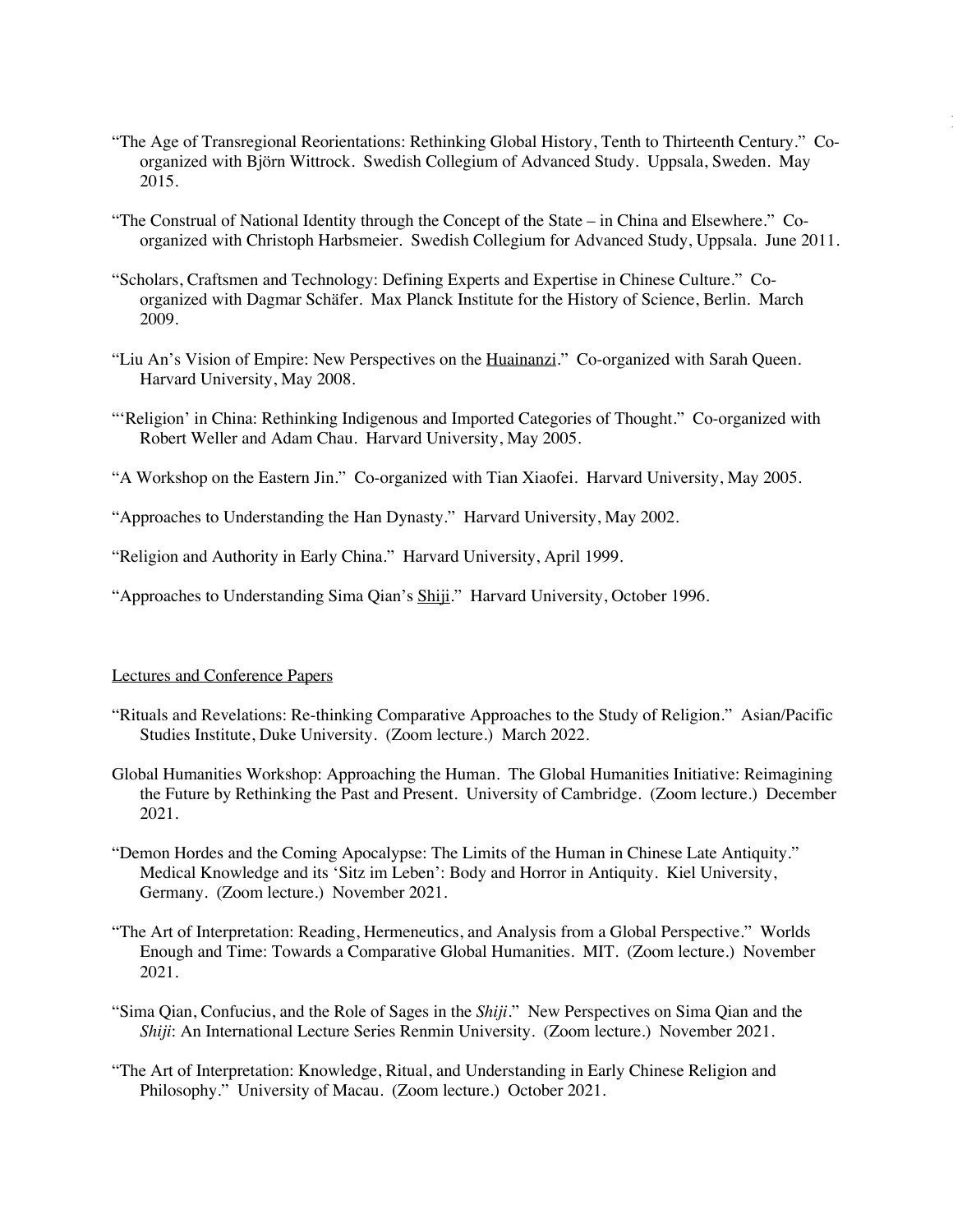"The Age of Transregional Reorientations: Rethinking Global History, Tenth to Thirteenth Century." Co-organized with Björn Wittrock. Swedish Collegium of Advanced Study. Uppsala, Sweden. May 2015.

"The Construal of National Identity through the Concept of the State – in China and Elsewhere." Co-organized with Christoph Harbsmeier. Swedish Collegium for Advanced Study, Uppsala. June 2011.

"Scholars, Craftsmen and Technology: Defining Experts and Expertise in Chinese Culture." Co-organized with Dagmar Schäfer. Max Planck Institute for the History of Science, Berlin. March 2009.

"Liu An's Vision of Empire: New Perspectives on the Huainanzi." Co-organized with Sarah Queen. Harvard University, May 2008.

"'Religion' in China: Rethinking Indigenous and Imported Categories of Thought." Co-organized with Robert Weller and Adam Chau. Harvard University, May 2005.

"A Workshop on the Eastern Jin." Co-organized with Tian Xiaofei. Harvard University, May 2005.

"Approaches to Understanding the Han Dynasty." Harvard University, May 2002.

"Religion and Authority in Early China." Harvard University, April 1999.

"Approaches to Understanding Sima Qian's Shiji." Harvard University, October 1996.

## Lectures and Conference Papers

"Rituals and Revelations: Re-thinking Comparative Approaches to the Study of Religion." Asian/Pacific Studies Institute, Duke University. (Zoom lecture.) March 2022.

Global Humanities Workshop: Approaching the Human. The Global Humanities Initiative: Reimagining the Future by Rethinking the Past and Present. University of Cambridge. (Zoom lecture.) December 2021.

"Demon Hordes and the Coming Apocalypse: The Limits of the Human in Chinese Late Antiquity." Medical Knowledge and its 'Sitz im Leben': Body and Horror in Antiquity. Kiel University, Germany. (Zoom lecture.) November 2021.

"The Art of Interpretation: Reading, Hermeneutics, and Analysis from a Global Perspective." Worlds Enough and Time: Towards a Comparative Global Humanities. MIT. (Zoom lecture.) November 2021.

"Sima Qian, Confucius, and the Role of Sages in the *Shiji*." New Perspectives on Sima Qian and the *Shiji*: An International Lecture Series Renmin University. (Zoom lecture.) November 2021.

"The Art of Interpretation: Knowledge, Ritual, and Understanding in Early Chinese Religion and Philosophy." University of Macau. (Zoom lecture.) October 2021.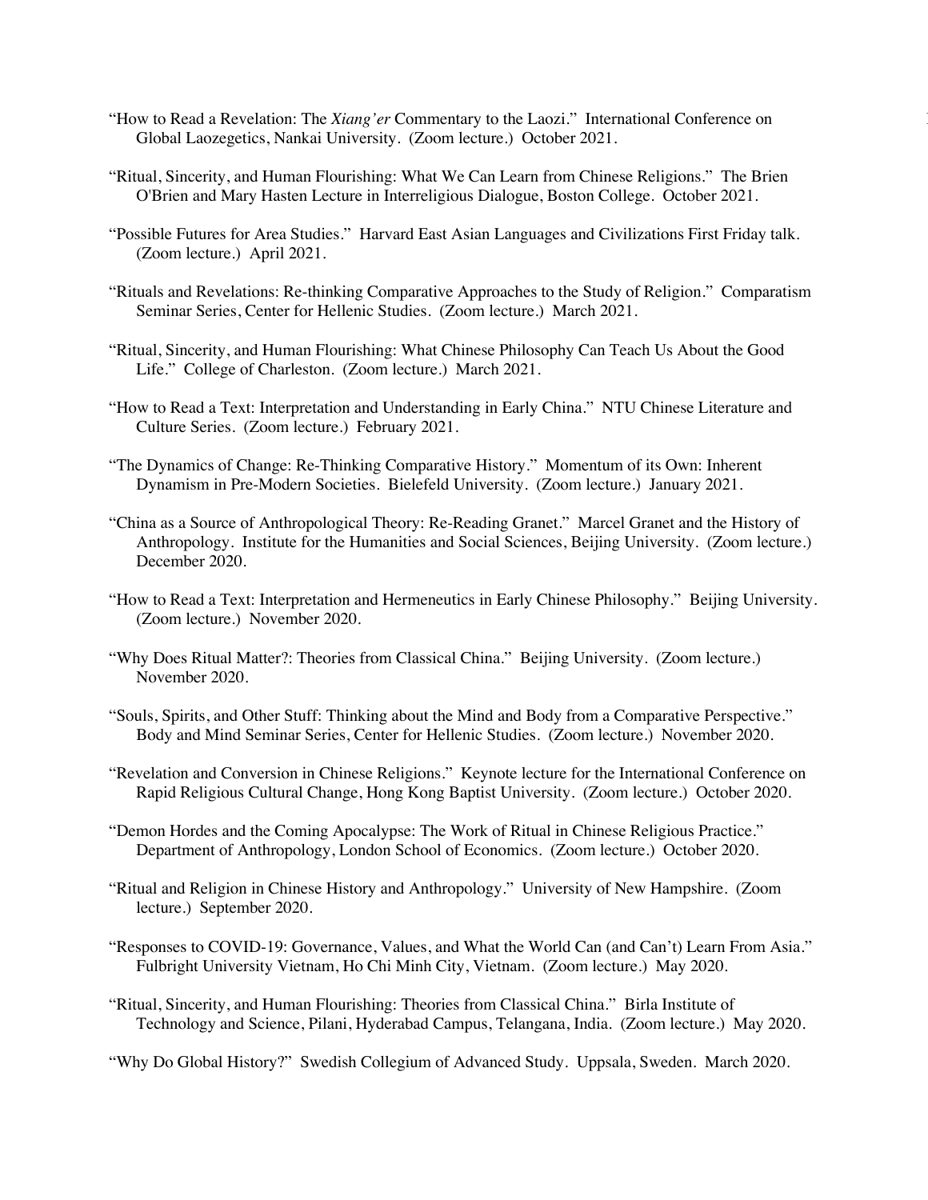"How to Read a Revelation: The *Xiang'er* Commentary to the Laozi." International Conference on Global Laozegetics, Nankai University. (Zoom lecture.) October 2021.

"Ritual, Sincerity, and Human Flourishing: What We Can Learn from Chinese Religions." The Brien O'Brien and Mary Hasten Lecture in Interreligious Dialogue, Boston College. October 2021.

"Possible Futures for Area Studies." Harvard East Asian Languages and Civilizations First Friday talk. (Zoom lecture.) April 2021.

"Rituals and Revelations: Re-thinking Comparative Approaches to the Study of Religion." Comparatism Seminar Series, Center for Hellenic Studies. (Zoom lecture.) March 2021.

"Ritual, Sincerity, and Human Flourishing: What Chinese Philosophy Can Teach Us About the Good Life." College of Charleston. (Zoom lecture.) March 2021.

"How to Read a Text: Interpretation and Understanding in Early China." NTU Chinese Literature and Culture Series. (Zoom lecture.) February 2021.

"The Dynamics of Change: Re-Thinking Comparative History." Momentum of its Own: Inherent Dynamism in Pre-Modern Societies. Bielefeld University. (Zoom lecture.) January 2021.

"China as a Source of Anthropological Theory: Re-Reading Granet." Marcel Granet and the History of Anthropology. Institute for the Humanities and Social Sciences, Beijing University. (Zoom lecture.) December 2020.

"How to Read a Text: Interpretation and Hermeneutics in Early Chinese Philosophy." Beijing University. (Zoom lecture.) November 2020.

"Why Does Ritual Matter?: Theories from Classical China." Beijing University. (Zoom lecture.) November 2020.

"Souls, Spirits, and Other Stuff: Thinking about the Mind and Body from a Comparative Perspective." Body and Mind Seminar Series, Center for Hellenic Studies. (Zoom lecture.) November 2020.

"Revelation and Conversion in Chinese Religions." Keynote lecture for the International Conference on Rapid Religious Cultural Change, Hong Kong Baptist University. (Zoom lecture.) October 2020.

"Demon Hordes and the Coming Apocalypse: The Work of Ritual in Chinese Religious Practice." Department of Anthropology, London School of Economics. (Zoom lecture.) October 2020.

"Ritual and Religion in Chinese History and Anthropology." University of New Hampshire. (Zoom lecture.) September 2020.

"Responses to COVID-19: Governance, Values, and What the World Can (and Can't) Learn From Asia." Fulbright University Vietnam, Ho Chi Minh City, Vietnam. (Zoom lecture.) May 2020.

"Ritual, Sincerity, and Human Flourishing: Theories from Classical China." Birla Institute of Technology and Science, Pilani, Hyderabad Campus, Telangana, India. (Zoom lecture.) May 2020.

"Why Do Global History?" Swedish Collegium of Advanced Study. Uppsala, Sweden. March 2020.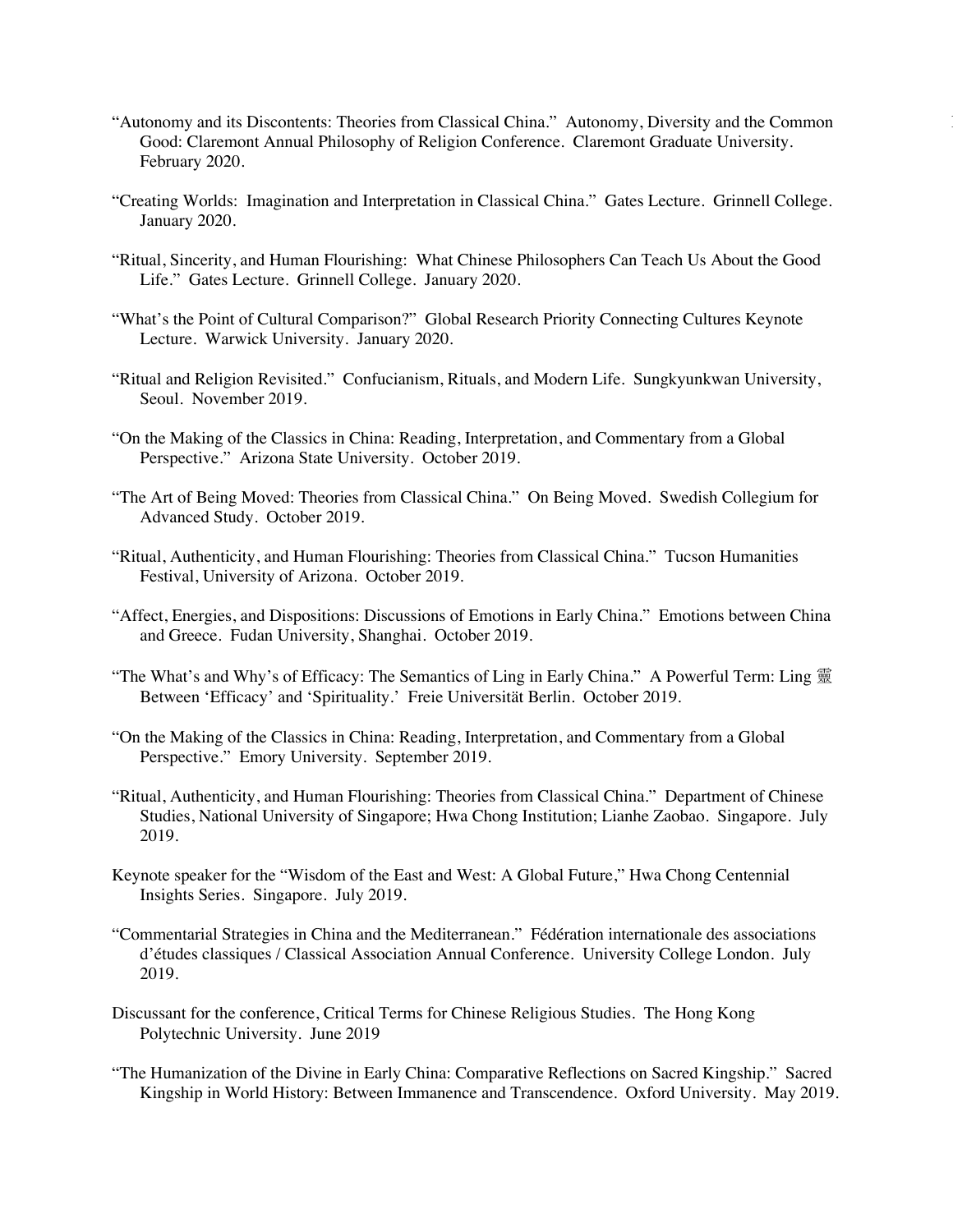"Autonomy and its Discontents: Theories from Classical China." Autonomy, Diversity and the Common Good: Claremont Annual Philosophy of Religion Conference. Claremont Graduate University. February 2020.

"Creating Worlds: Imagination and Interpretation in Classical China." Gates Lecture. Grinnell College. January 2020.

"Ritual, Sincerity, and Human Flourishing: What Chinese Philosophers Can Teach Us About the Good Life." Gates Lecture. Grinnell College. January 2020.

"What's the Point of Cultural Comparison?" Global Research Priority Connecting Cultures Keynote Lecture. Warwick University. January 2020.

"Ritual and Religion Revisited." Confucianism, Rituals, and Modern Life. Sungkyunkwan University, Seoul. November 2019.

"On the Making of the Classics in China: Reading, Interpretation, and Commentary from a Global Perspective." Arizona State University. October 2019.

"The Art of Being Moved: Theories from Classical China." On Being Moved. Swedish Collegium for Advanced Study. October 2019.

"Ritual, Authenticity, and Human Flourishing: Theories from Classical China." Tucson Humanities Festival, University of Arizona. October 2019.

"Affect, Energies, and Dispositions: Discussions of Emotions in Early China." Emotions between China and Greece. Fudan University, Shanghai. October 2019.

"The What's and Why's of Efficacy: The Semantics of Ling in Early China." A Powerful Term: Ling 靈 Between 'Efficacy' and 'Spirituality.' Freie Universität Berlin. October 2019.

"On the Making of the Classics in China: Reading, Interpretation, and Commentary from a Global Perspective." Emory University. September 2019.

"Ritual, Authenticity, and Human Flourishing: Theories from Classical China." Department of Chinese Studies, National University of Singapore; Hwa Chong Institution; Lianhe Zaobao. Singapore. July 2019.

Keynote speaker for the "Wisdom of the East and West: A Global Future," Hwa Chong Centennial Insights Series. Singapore. July 2019.

"Commentarial Strategies in China and the Mediterranean." Fédération internationale des associations d'études classiques / Classical Association Annual Conference. University College London. July 2019.

Discussant for the conference, Critical Terms for Chinese Religious Studies. The Hong Kong Polytechnic University. June 2019

"The Humanization of the Divine in Early China: Comparative Reflections on Sacred Kingship." Sacred Kingship in World History: Between Immanence and Transcendence. Oxford University. May 2019.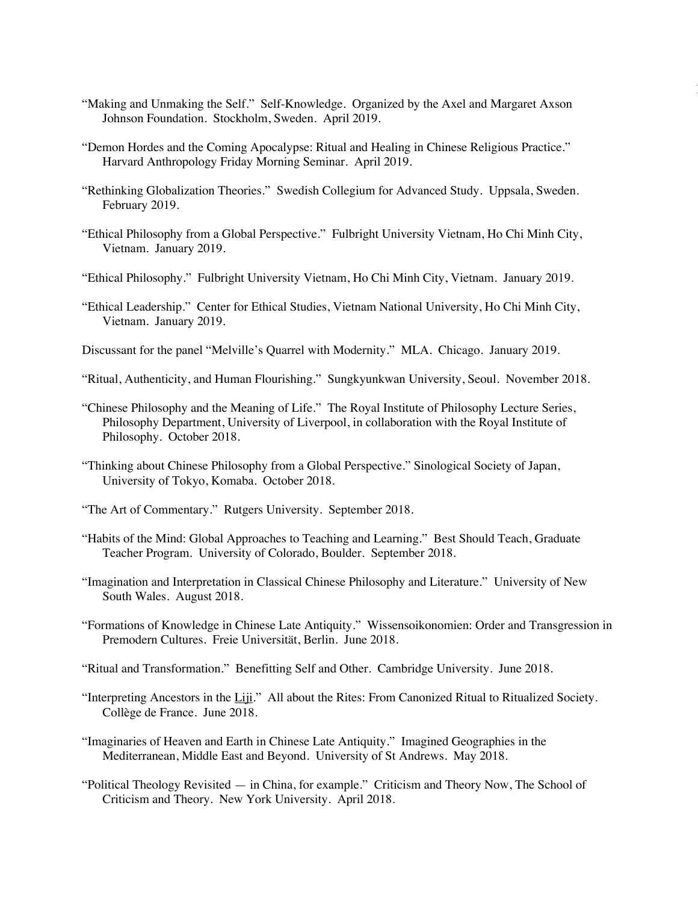"Making and Unmaking the Self." Self-Knowledge. Organized by the Axel and Margaret Axson Johnson Foundation. Stockholm, Sweden. April 2019.

"Demon Hordes and the Coming Apocalypse: Ritual and Healing in Chinese Religious Practice." Harvard Anthropology Friday Morning Seminar. April 2019.

"Rethinking Globalization Theories." Swedish Collegium for Advanced Study. Uppsala, Sweden. February 2019.

"Ethical Philosophy from a Global Perspective." Fulbright University Vietnam, Ho Chi Minh City, Vietnam. January 2019.

"Ethical Philosophy." Fulbright University Vietnam, Ho Chi Minh City, Vietnam. January 2019.

"Ethical Leadership." Center for Ethical Studies, Vietnam National University, Ho Chi Minh City, Vietnam. January 2019.

Discussant for the panel "Melville's Quarrel with Modernity." MLA. Chicago. January 2019.

"Ritual, Authenticity, and Human Flourishing." Sungkyunkwan University, Seoul. November 2018.

"Chinese Philosophy and the Meaning of Life." The Royal Institute of Philosophy Lecture Series, Philosophy Department, University of Liverpool, in collaboration with the Royal Institute of Philosophy. October 2018.

"Thinking about Chinese Philosophy from a Global Perspective." Sinological Society of Japan, University of Tokyo, Komaba. October 2018.

"The Art of Commentary." Rutgers University. September 2018.

"Habits of the Mind: Global Approaches to Teaching and Learning." Best Should Teach, Graduate Teacher Program. University of Colorado, Boulder. September 2018.

"Imagination and Interpretation in Classical Chinese Philosophy and Literature." University of New South Wales. August 2018.

"Formations of Knowledge in Chinese Late Antiquity." Wissensoikonomien: Order and Transgression in Premodern Cultures. Freie Universität, Berlin. June 2018.

"Ritual and Transformation." Benefitting Self and Other. Cambridge University. June 2018.

"Interpreting Ancestors in the Liji." All about the Rites: From Canonized Ritual to Ritualized Society. Collège de France. June 2018.

"Imaginaries of Heaven and Earth in Chinese Late Antiquity." Imagined Geographies in the Mediterranean, Middle East and Beyond. University of St Andrews. May 2018.

"Political Theology Revisited — in China, for example." Criticism and Theory Now, The School of Criticism and Theory. New York University. April 2018.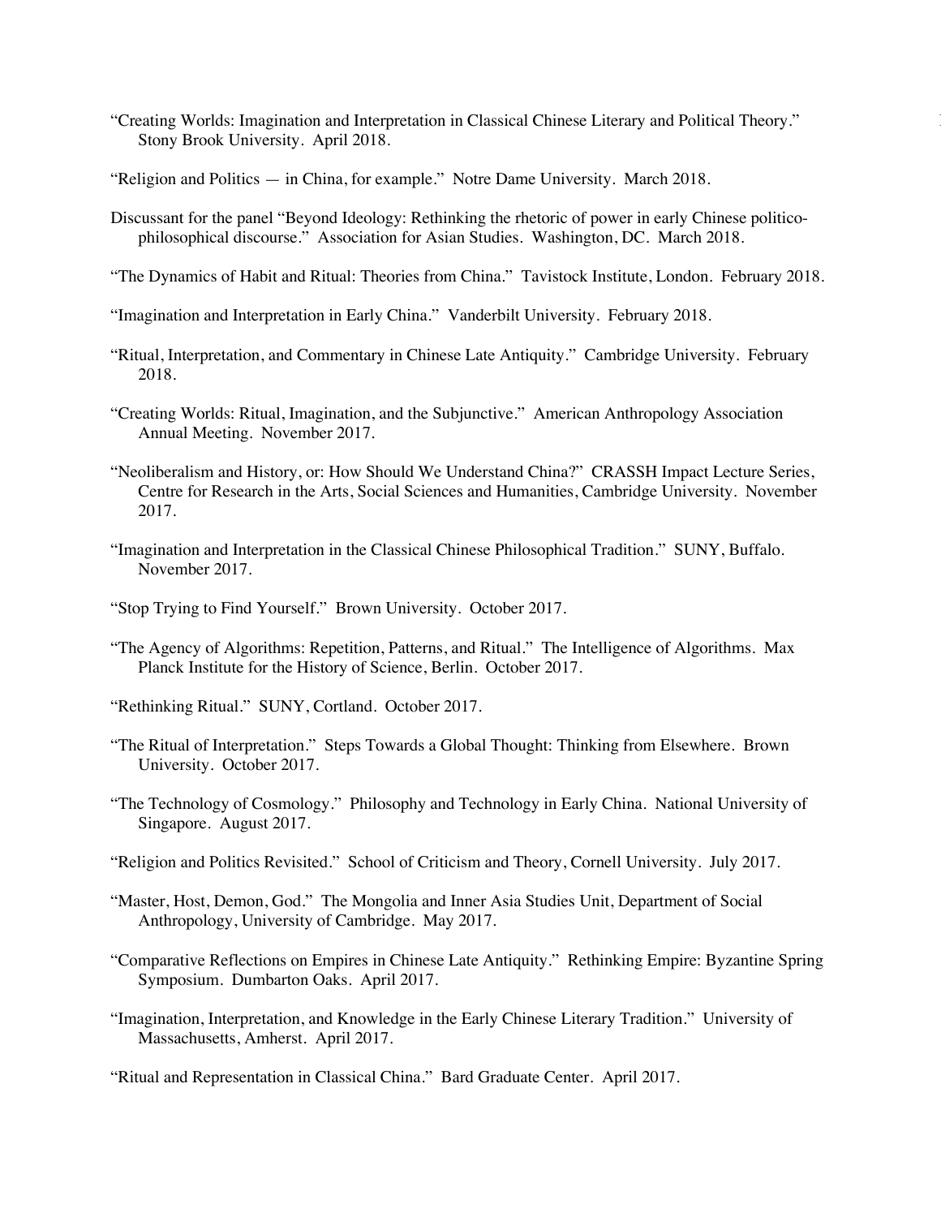"Creating Worlds: Imagination and Interpretation in Classical Chinese Literary and Political Theory." Stony Brook University. April 2018.

"Religion and Politics — in China, for example." Notre Dame University. March 2018.

Discussant for the panel "Beyond Ideology: Rethinking the rhetoric of power in early Chinese politico-philosophical discourse." Association for Asian Studies. Washington, DC. March 2018.

"The Dynamics of Habit and Ritual: Theories from China." Tavistock Institute, London. February 2018.

"Imagination and Interpretation in Early China." Vanderbilt University. February 2018.

"Ritual, Interpretation, and Commentary in Chinese Late Antiquity." Cambridge University. February 2018.

"Creating Worlds: Ritual, Imagination, and the Subjunctive." American Anthropology Association Annual Meeting. November 2017.

"Neoliberalism and History, or: How Should We Understand China?" CRASSH Impact Lecture Series, Centre for Research in the Arts, Social Sciences and Humanities, Cambridge University. November 2017.

"Imagination and Interpretation in the Classical Chinese Philosophical Tradition." SUNY, Buffalo. November 2017.

"Stop Trying to Find Yourself." Brown University. October 2017.

"The Agency of Algorithms: Repetition, Patterns, and Ritual." The Intelligence of Algorithms. Max Planck Institute for the History of Science, Berlin. October 2017.

"Rethinking Ritual." SUNY, Cortland. October 2017.

"The Ritual of Interpretation." Steps Towards a Global Thought: Thinking from Elsewhere. Brown University. October 2017.

"The Technology of Cosmology." Philosophy and Technology in Early China. National University of Singapore. August 2017.

"Religion and Politics Revisited." School of Criticism and Theory, Cornell University. July 2017.

"Master, Host, Demon, God." The Mongolia and Inner Asia Studies Unit, Department of Social Anthropology, University of Cambridge. May 2017.

"Comparative Reflections on Empires in Chinese Late Antiquity." Rethinking Empire: Byzantine Spring Symposium. Dumbarton Oaks. April 2017.

"Imagination, Interpretation, and Knowledge in the Early Chinese Literary Tradition." University of Massachusetts, Amherst. April 2017.

"Ritual and Representation in Classical China." Bard Graduate Center. April 2017.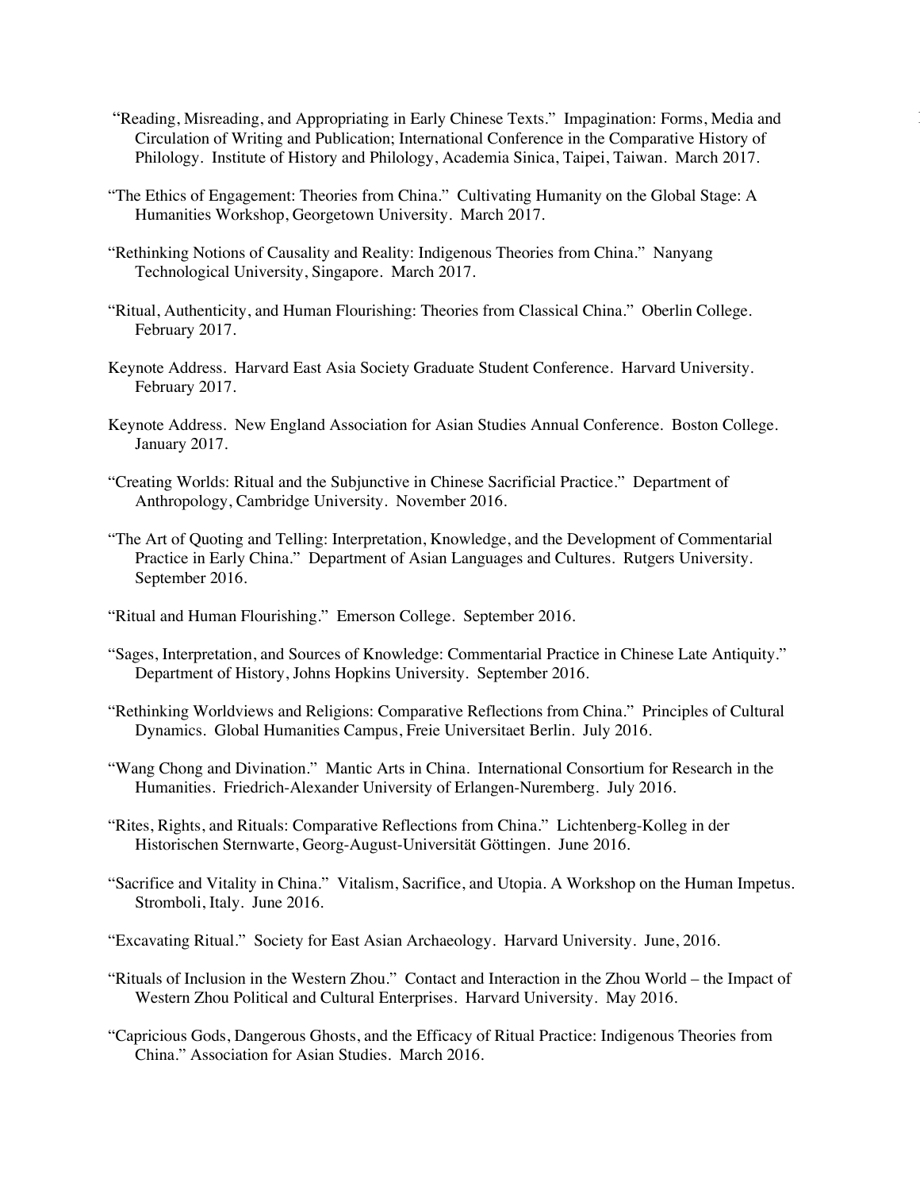"Reading, Misreading, and Appropriating in Early Chinese Texts." Impagination: Forms, Media and Circulation of Writing and Publication; International Conference in the Comparative History of Philology. Institute of History and Philology, Academia Sinica, Taipei, Taiwan. March 2017.

"The Ethics of Engagement: Theories from China." Cultivating Humanity on the Global Stage: A Humanities Workshop, Georgetown University. March 2017.

"Rethinking Notions of Causality and Reality: Indigenous Theories from China." Nanyang Technological University, Singapore. March 2017.

"Ritual, Authenticity, and Human Flourishing: Theories from Classical China." Oberlin College. February 2017.

Keynote Address. Harvard East Asia Society Graduate Student Conference. Harvard University. February 2017.

Keynote Address. New England Association for Asian Studies Annual Conference. Boston College. January 2017.

"Creating Worlds: Ritual and the Subjunctive in Chinese Sacrificial Practice." Department of Anthropology, Cambridge University. November 2016.

"The Art of Quoting and Telling: Interpretation, Knowledge, and the Development of Commentarial Practice in Early China." Department of Asian Languages and Cultures. Rutgers University. September 2016.

"Ritual and Human Flourishing." Emerson College. September 2016.

"Sages, Interpretation, and Sources of Knowledge: Commentarial Practice in Chinese Late Antiquity." Department of History, Johns Hopkins University. September 2016.

"Rethinking Worldviews and Religions: Comparative Reflections from China." Principles of Cultural Dynamics. Global Humanities Campus, Freie Universitaet Berlin. July 2016.

"Wang Chong and Divination." Mantic Arts in China. International Consortium for Research in the Humanities. Friedrich-Alexander University of Erlangen-Nuremberg. July 2016.

"Rites, Rights, and Rituals: Comparative Reflections from China." Lichtenberg-Kolleg in der Historischen Sternwarte, Georg-August-Universität Göttingen. June 2016.

"Sacrifice and Vitality in China." Vitalism, Sacrifice, and Utopia. A Workshop on the Human Impetus. Stromboli, Italy. June 2016.

"Excavating Ritual." Society for East Asian Archaeology. Harvard University. June, 2016.

"Rituals of Inclusion in the Western Zhou." Contact and Interaction in the Zhou World – the Impact of Western Zhou Political and Cultural Enterprises. Harvard University. May 2016.

"Capricious Gods, Dangerous Ghosts, and the Efficacy of Ritual Practice: Indigenous Theories from China." Association for Asian Studies. March 2016.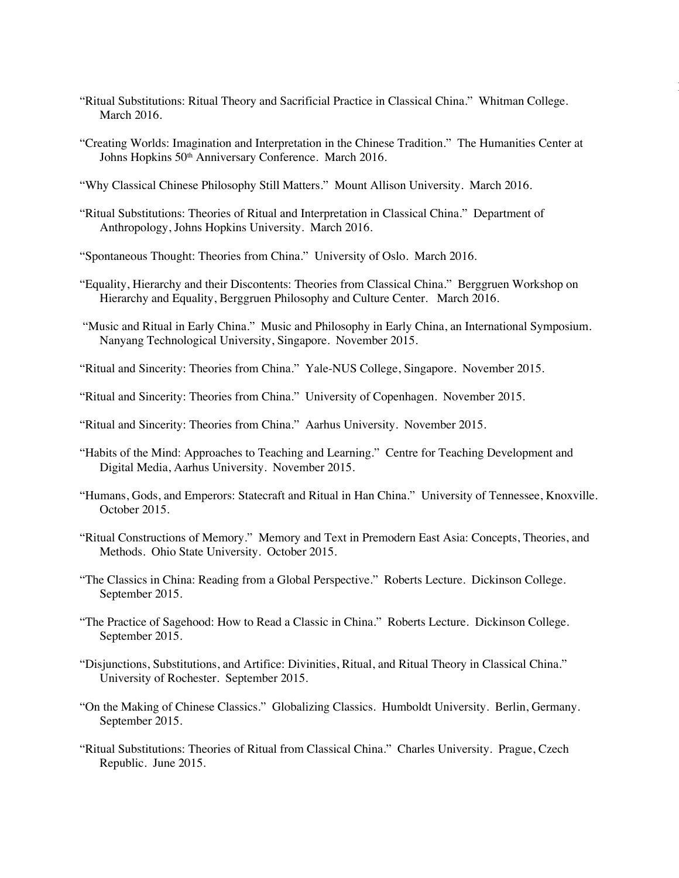"Ritual Substitutions: Ritual Theory and Sacrificial Practice in Classical China." Whitman College. March 2016.

"Creating Worlds: Imagination and Interpretation in the Chinese Tradition." The Humanities Center at Johns Hopkins 50th Anniversary Conference. March 2016.

"Why Classical Chinese Philosophy Still Matters." Mount Allison University. March 2016.

"Ritual Substitutions: Theories of Ritual and Interpretation in Classical China." Department of Anthropology, Johns Hopkins University. March 2016.

"Spontaneous Thought: Theories from China." University of Oslo. March 2016.

"Equality, Hierarchy and their Discontents: Theories from Classical China." Berggruen Workshop on Hierarchy and Equality, Berggruen Philosophy and Culture Center. March 2016.

"Music and Ritual in Early China." Music and Philosophy in Early China, an International Symposium. Nanyang Technological University, Singapore. November 2015.

"Ritual and Sincerity: Theories from China." Yale-NUS College, Singapore. November 2015.

"Ritual and Sincerity: Theories from China." University of Copenhagen. November 2015.

"Ritual and Sincerity: Theories from China." Aarhus University. November 2015.

"Habits of the Mind: Approaches to Teaching and Learning." Centre for Teaching Development and Digital Media, Aarhus University. November 2015.

"Humans, Gods, and Emperors: Statecraft and Ritual in Han China." University of Tennessee, Knoxville. October 2015.

"Ritual Constructions of Memory." Memory and Text in Premodern East Asia: Concepts, Theories, and Methods. Ohio State University. October 2015.

"The Classics in China: Reading from a Global Perspective." Roberts Lecture. Dickinson College. September 2015.

"The Practice of Sagehood: How to Read a Classic in China." Roberts Lecture. Dickinson College. September 2015.

"Disjunctions, Substitutions, and Artifice: Divinities, Ritual, and Ritual Theory in Classical China." University of Rochester. September 2015.

"On the Making of Chinese Classics." Globalizing Classics. Humboldt University. Berlin, Germany. September 2015.

"Ritual Substitutions: Theories of Ritual from Classical China." Charles University. Prague, Czech Republic. June 2015.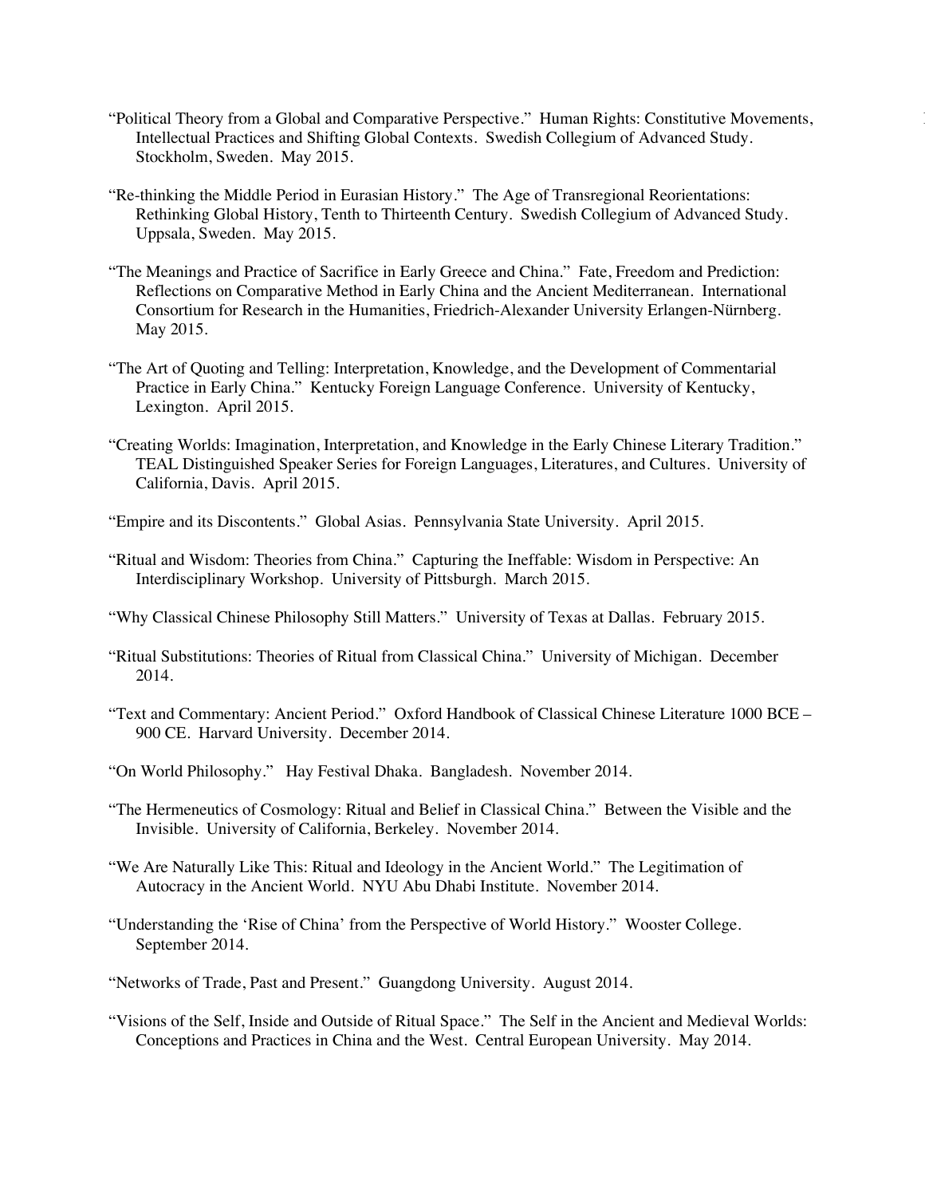"Political Theory from a Global and Comparative Perspective." Human Rights: Constitutive Movements, Intellectual Practices and Shifting Global Contexts. Swedish Collegium of Advanced Study. Stockholm, Sweden. May 2015.

"Re-thinking the Middle Period in Eurasian History." The Age of Transregional Reorientations: Rethinking Global History, Tenth to Thirteenth Century. Swedish Collegium of Advanced Study. Uppsala, Sweden. May 2015.

"The Meanings and Practice of Sacrifice in Early Greece and China." Fate, Freedom and Prediction: Reflections on Comparative Method in Early China and the Ancient Mediterranean. International Consortium for Research in the Humanities, Friedrich-Alexander University Erlangen-Nürnberg. May 2015.

"The Art of Quoting and Telling: Interpretation, Knowledge, and the Development of Commentarial Practice in Early China." Kentucky Foreign Language Conference. University of Kentucky, Lexington. April 2015.

"Creating Worlds: Imagination, Interpretation, and Knowledge in the Early Chinese Literary Tradition." TEAL Distinguished Speaker Series for Foreign Languages, Literatures, and Cultures. University of California, Davis. April 2015.

"Empire and its Discontents." Global Asias. Pennsylvania State University. April 2015.

"Ritual and Wisdom: Theories from China." Capturing the Ineffable: Wisdom in Perspective: An Interdisciplinary Workshop. University of Pittsburgh. March 2015.

"Why Classical Chinese Philosophy Still Matters." University of Texas at Dallas. February 2015.

"Ritual Substitutions: Theories of Ritual from Classical China." University of Michigan. December 2014.

"Text and Commentary: Ancient Period." Oxford Handbook of Classical Chinese Literature 1000 BCE – 900 CE. Harvard University. December 2014.

"On World Philosophy." Hay Festival Dhaka. Bangladesh. November 2014.

"The Hermeneutics of Cosmology: Ritual and Belief in Classical China." Between the Visible and the Invisible. University of California, Berkeley. November 2014.

"We Are Naturally Like This: Ritual and Ideology in the Ancient World." The Legitimation of Autocracy in the Ancient World. NYU Abu Dhabi Institute. November 2014.

"Understanding the 'Rise of China' from the Perspective of World History." Wooster College. September 2014.

"Networks of Trade, Past and Present." Guangdong University. August 2014.

"Visions of the Self, Inside and Outside of Ritual Space." The Self in the Ancient and Medieval Worlds: Conceptions and Practices in China and the West. Central European University. May 2014.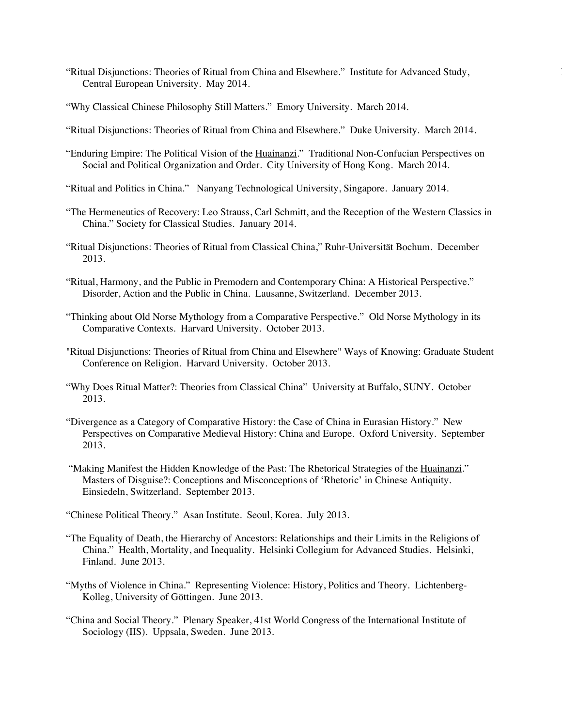"Ritual Disjunctions: Theories of Ritual from China and Elsewhere." Institute for Advanced Study, Central European University. May 2014.

"Why Classical Chinese Philosophy Still Matters." Emory University. March 2014.

"Ritual Disjunctions: Theories of Ritual from China and Elsewhere." Duke University. March 2014.

"Enduring Empire: The Political Vision of the Huainanzi." Traditional Non-Confucian Perspectives on Social and Political Organization and Order. City University of Hong Kong. March 2014.

"Ritual and Politics in China." Nanyang Technological University, Singapore. January 2014.

"The Hermeneutics of Recovery: Leo Strauss, Carl Schmitt, and the Reception of the Western Classics in China." Society for Classical Studies. January 2014.

"Ritual Disjunctions: Theories of Ritual from Classical China," Ruhr-Universität Bochum. December 2013.

"Ritual, Harmony, and the Public in Premodern and Contemporary China: A Historical Perspective." Disorder, Action and the Public in China. Lausanne, Switzerland. December 2013.

"Thinking about Old Norse Mythology from a Comparative Perspective." Old Norse Mythology in its Comparative Contexts. Harvard University. October 2013.

"Ritual Disjunctions: Theories of Ritual from China and Elsewhere" Ways of Knowing: Graduate Student Conference on Religion. Harvard University. October 2013.

"Why Does Ritual Matter?: Theories from Classical China" University at Buffalo, SUNY. October 2013.

"Divergence as a Category of Comparative History: the Case of China in Eurasian History." New Perspectives on Comparative Medieval History: China and Europe. Oxford University. September 2013.

"Making Manifest the Hidden Knowledge of the Past: The Rhetorical Strategies of the Huainanzi." Masters of Disguise?: Conceptions and Misconceptions of 'Rhetoric' in Chinese Antiquity. Einsiedeln, Switzerland. September 2013.

"Chinese Political Theory." Asan Institute. Seoul, Korea. July 2013.

"The Equality of Death, the Hierarchy of Ancestors: Relationships and their Limits in the Religions of China." Health, Mortality, and Inequality. Helsinki Collegium for Advanced Studies. Helsinki, Finland. June 2013.

"Myths of Violence in China." Representing Violence: History, Politics and Theory. Lichtenberg-Kolleg, University of Göttingen. June 2013.

"China and Social Theory." Plenary Speaker, 41st World Congress of the International Institute of Sociology (IIS). Uppsala, Sweden. June 2013.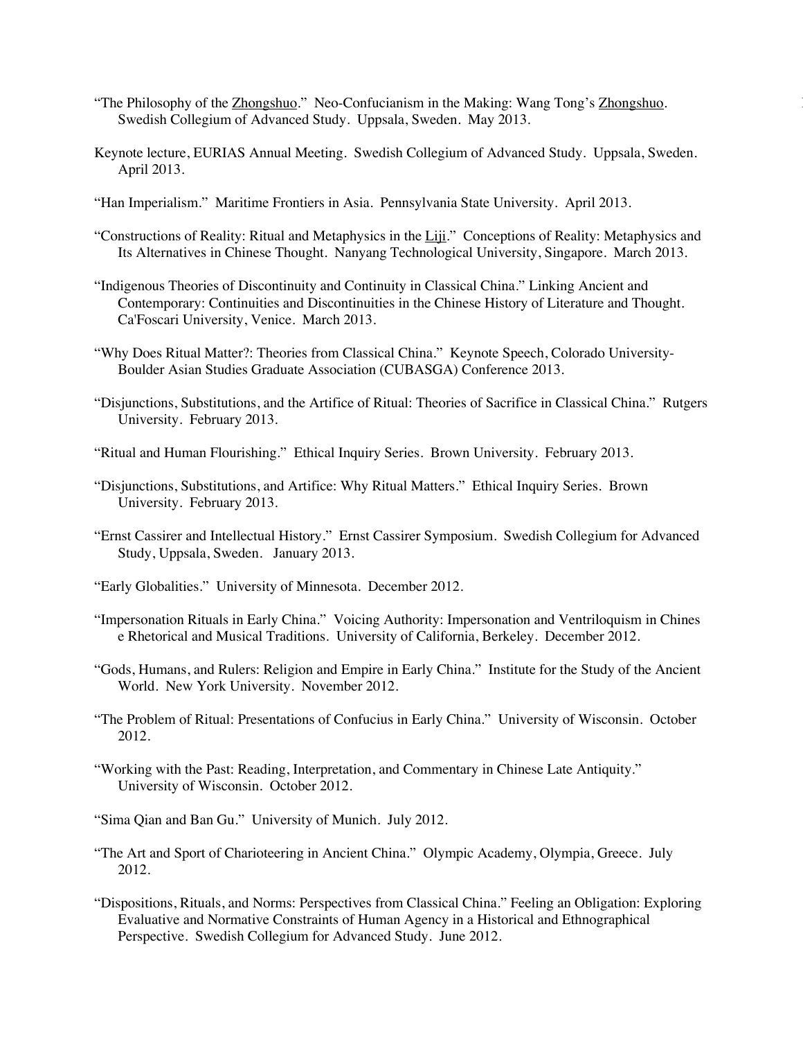"The Philosophy of the Zhongshuo." Neo-Confucianism in the Making: Wang Tong's Zhongshuo. Swedish Collegium of Advanced Study. Uppsala, Sweden. May 2013.

Keynote lecture, EURIAS Annual Meeting. Swedish Collegium of Advanced Study. Uppsala, Sweden. April 2013.

"Han Imperialism." Maritime Frontiers in Asia. Pennsylvania State University. April 2013.

"Constructions of Reality: Ritual and Metaphysics in the Liji." Conceptions of Reality: Metaphysics and Its Alternatives in Chinese Thought. Nanyang Technological University, Singapore. March 2013.

"Indigenous Theories of Discontinuity and Continuity in Classical China." Linking Ancient and Contemporary: Continuities and Discontinuities in the Chinese History of Literature and Thought. Ca'Foscari University, Venice. March 2013.

"Why Does Ritual Matter?: Theories from Classical China." Keynote Speech, Colorado University-Boulder Asian Studies Graduate Association (CUBASGA) Conference 2013.

"Disjunctions, Substitutions, and the Artifice of Ritual: Theories of Sacrifice in Classical China." Rutgers University. February 2013.

"Ritual and Human Flourishing." Ethical Inquiry Series. Brown University. February 2013.

"Disjunctions, Substitutions, and Artifice: Why Ritual Matters." Ethical Inquiry Series. Brown University. February 2013.

"Ernst Cassirer and Intellectual History." Ernst Cassirer Symposium. Swedish Collegium for Advanced Study, Uppsala, Sweden. January 2013.

"Early Globalities." University of Minnesota. December 2012.

"Impersonation Rituals in Early China." Voicing Authority: Impersonation and Ventriloquism in Chines e Rhetorical and Musical Traditions. University of California, Berkeley. December 2012.

"Gods, Humans, and Rulers: Religion and Empire in Early China." Institute for the Study of the Ancient World. New York University. November 2012.

"The Problem of Ritual: Presentations of Confucius in Early China." University of Wisconsin. October 2012.

"Working with the Past: Reading, Interpretation, and Commentary in Chinese Late Antiquity." University of Wisconsin. October 2012.

"Sima Qian and Ban Gu." University of Munich. July 2012.

"The Art and Sport of Charioteering in Ancient China." Olympic Academy, Olympia, Greece. July 2012.

"Dispositions, Rituals, and Norms: Perspectives from Classical China." Feeling an Obligation: Exploring Evaluative and Normative Constraints of Human Agency in a Historical and Ethnographical Perspective. Swedish Collegium for Advanced Study. June 2012.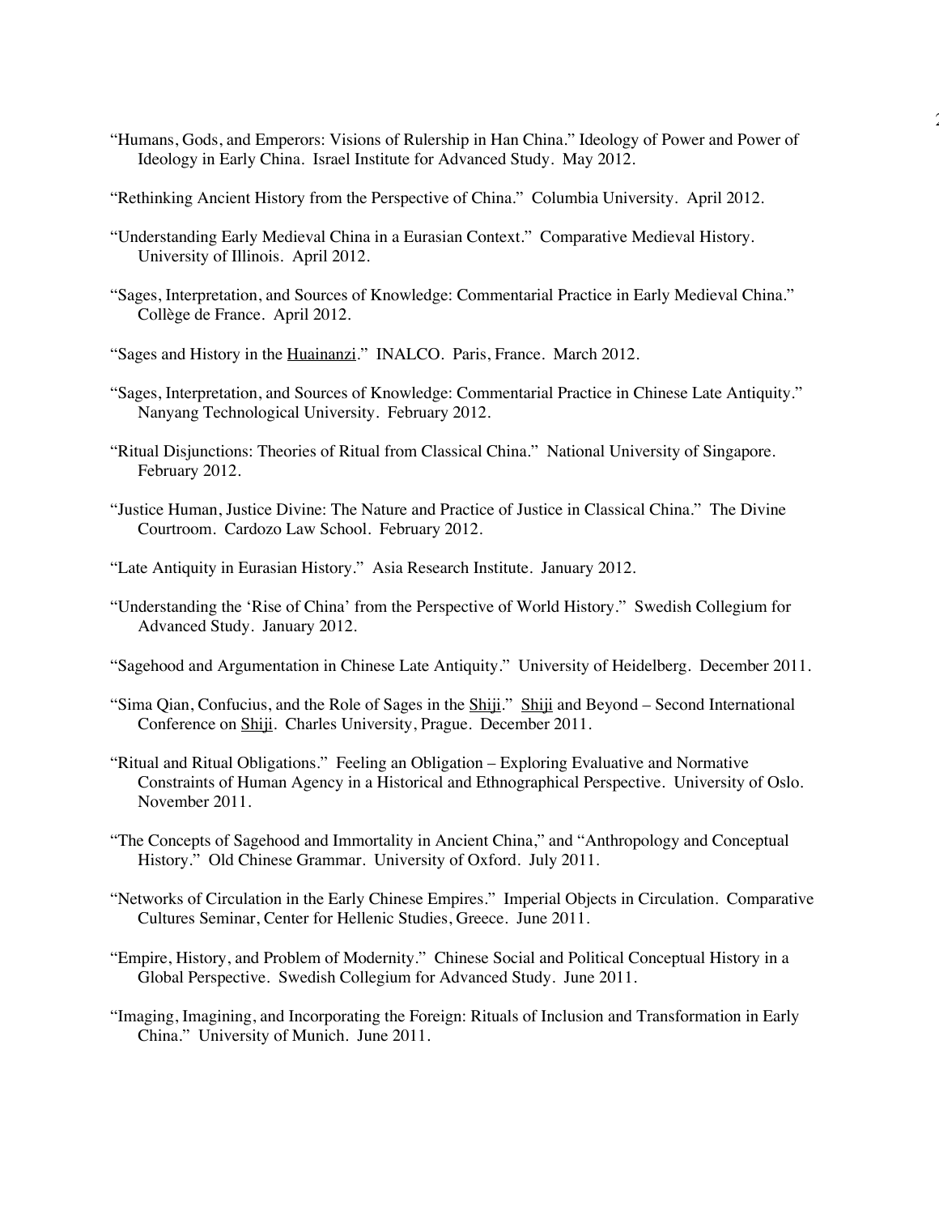"Humans, Gods, and Emperors: Visions of Rulership in Han China." Ideology of Power and Power of Ideology in Early China. Israel Institute for Advanced Study. May 2012.

"Rethinking Ancient History from the Perspective of China." Columbia University. April 2012.

"Understanding Early Medieval China in a Eurasian Context." Comparative Medieval History. University of Illinois. April 2012.

"Sages, Interpretation, and Sources of Knowledge: Commentarial Practice in Early Medieval China." Collège de France. April 2012.

"Sages and History in the Huainanzi." INALCO. Paris, France. March 2012.

"Sages, Interpretation, and Sources of Knowledge: Commentarial Practice in Chinese Late Antiquity." Nanyang Technological University. February 2012.

"Ritual Disjunctions: Theories of Ritual from Classical China." National University of Singapore. February 2012.

"Justice Human, Justice Divine: The Nature and Practice of Justice in Classical China." The Divine Courtroom. Cardozo Law School. February 2012.

"Late Antiquity in Eurasian History." Asia Research Institute. January 2012.

"Understanding the 'Rise of China' from the Perspective of World History." Swedish Collegium for Advanced Study. January 2012.

"Sagehood and Argumentation in Chinese Late Antiquity." University of Heidelberg. December 2011.

"Sima Qian, Confucius, and the Role of Sages in the Shiji." Shiji and Beyond – Second International Conference on Shiji. Charles University, Prague. December 2011.

"Ritual and Ritual Obligations." Feeling an Obligation – Exploring Evaluative and Normative Constraints of Human Agency in a Historical and Ethnographical Perspective. University of Oslo. November 2011.

"The Concepts of Sagehood and Immortality in Ancient China," and "Anthropology and Conceptual History." Old Chinese Grammar. University of Oxford. July 2011.

"Networks of Circulation in the Early Chinese Empires." Imperial Objects in Circulation. Comparative Cultures Seminar, Center for Hellenic Studies, Greece. June 2011.

"Empire, History, and Problem of Modernity." Chinese Social and Political Conceptual History in a Global Perspective. Swedish Collegium for Advanced Study. June 2011.

"Imaging, Imagining, and Incorporating the Foreign: Rituals of Inclusion and Transformation in Early China." University of Munich. June 2011.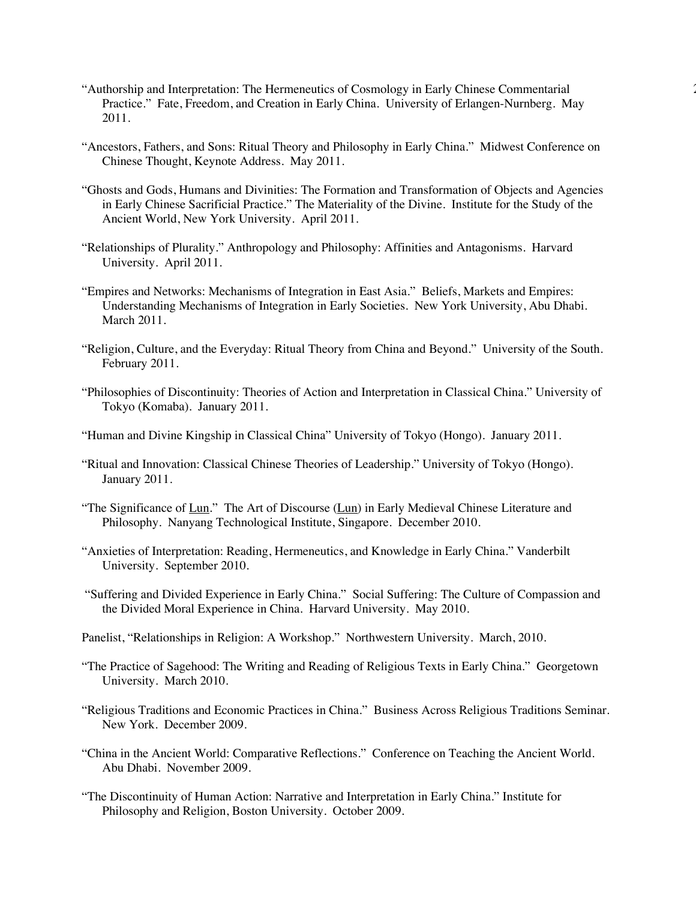"Authorship and Interpretation: The Hermeneutics of Cosmology in Early Chinese Commentarial Practice." Fate, Freedom, and Creation in Early China. University of Erlangen-Nurnberg. May 2011.

"Ancestors, Fathers, and Sons: Ritual Theory and Philosophy in Early China." Midwest Conference on Chinese Thought, Keynote Address. May 2011.

"Ghosts and Gods, Humans and Divinities: The Formation and Transformation of Objects and Agencies in Early Chinese Sacrificial Practice." The Materiality of the Divine. Institute for the Study of the Ancient World, New York University. April 2011.

"Relationships of Plurality." Anthropology and Philosophy: Affinities and Antagonisms. Harvard University. April 2011.

"Empires and Networks: Mechanisms of Integration in East Asia." Beliefs, Markets and Empires: Understanding Mechanisms of Integration in Early Societies. New York University, Abu Dhabi. March 2011.

"Religion, Culture, and the Everyday: Ritual Theory from China and Beyond." University of the South. February 2011.

"Philosophies of Discontinuity: Theories of Action and Interpretation in Classical China." University of Tokyo (Komaba). January 2011.

"Human and Divine Kingship in Classical China" University of Tokyo (Hongo). January 2011.

"Ritual and Innovation: Classical Chinese Theories of Leadership." University of Tokyo (Hongo). January 2011.

"The Significance of <u>Lun</u>." The Art of Discourse (<u>Lun</u>) in Early Medieval Chinese Literature and Philosophy. Nanyang Technological Institute, Singapore. December 2010.

"Anxieties of Interpretation: Reading, Hermeneutics, and Knowledge in Early China." Vanderbilt University. September 2010.

"Suffering and Divided Experience in Early China." Social Suffering: The Culture of Compassion and the Divided Moral Experience in China. Harvard University. May 2010.

Panelist, "Relationships in Religion: A Workshop." Northwestern University. March, 2010.

"The Practice of Sagehood: The Writing and Reading of Religious Texts in Early China." Georgetown University. March 2010.

"Religious Traditions and Economic Practices in China." Business Across Religious Traditions Seminar. New York. December 2009.

"China in the Ancient World: Comparative Reflections." Conference on Teaching the Ancient World. Abu Dhabi. November 2009.

"The Discontinuity of Human Action: Narrative and Interpretation in Early China." Institute for Philosophy and Religion, Boston University. October 2009.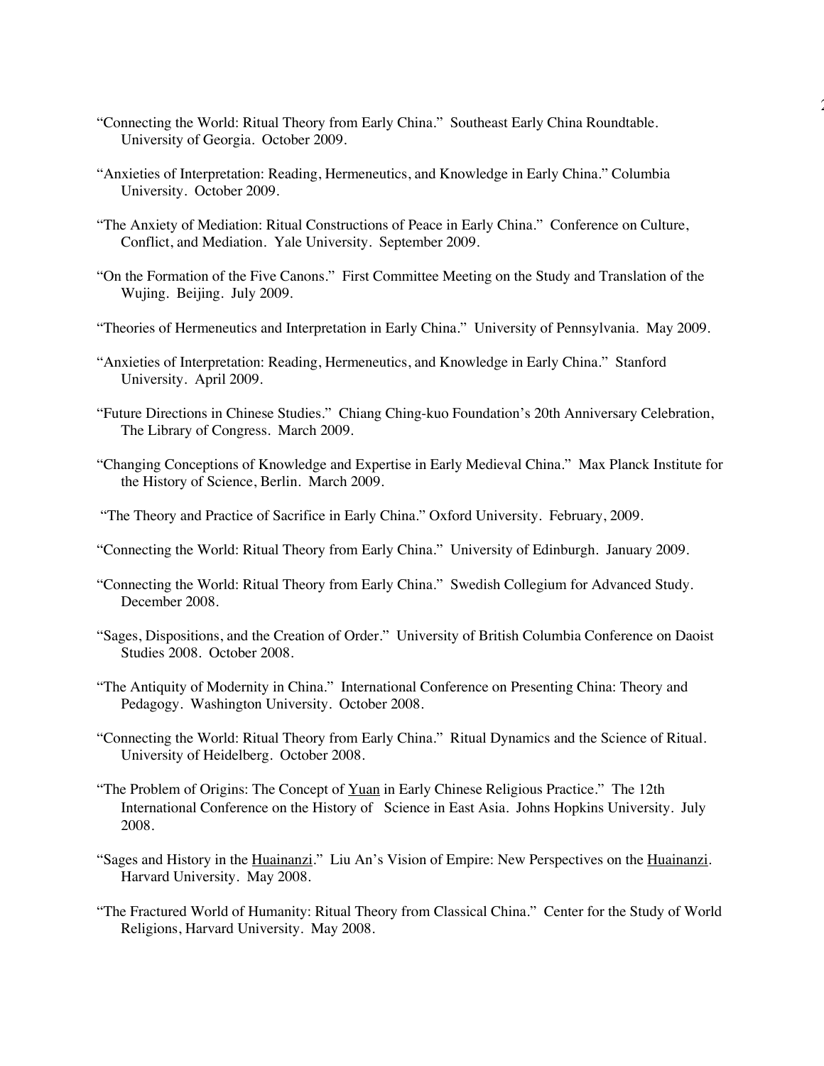"Connecting the World: Ritual Theory from Early China." Southeast Early China Roundtable. University of Georgia. October 2009.

"Anxieties of Interpretation: Reading, Hermeneutics, and Knowledge in Early China." Columbia University. October 2009.

"The Anxiety of Mediation: Ritual Constructions of Peace in Early China." Conference on Culture, Conflict, and Mediation. Yale University. September 2009.

"On the Formation of the Five Canons." First Committee Meeting on the Study and Translation of the Wujing. Beijing. July 2009.

"Theories of Hermeneutics and Interpretation in Early China." University of Pennsylvania. May 2009.

"Anxieties of Interpretation: Reading, Hermeneutics, and Knowledge in Early China." Stanford University. April 2009.

"Future Directions in Chinese Studies." Chiang Ching-kuo Foundation's 20th Anniversary Celebration, The Library of Congress. March 2009.

"Changing Conceptions of Knowledge and Expertise in Early Medieval China." Max Planck Institute for the History of Science, Berlin. March 2009.

"The Theory and Practice of Sacrifice in Early China." Oxford University. February, 2009.

"Connecting the World: Ritual Theory from Early China." University of Edinburgh. January 2009.

"Connecting the World: Ritual Theory from Early China." Swedish Collegium for Advanced Study. December 2008.

"Sages, Dispositions, and the Creation of Order." University of British Columbia Conference on Daoist Studies 2008. October 2008.

"The Antiquity of Modernity in China." International Conference on Presenting China: Theory and Pedagogy. Washington University. October 2008.

"Connecting the World: Ritual Theory from Early China." Ritual Dynamics and the Science of Ritual. University of Heidelberg. October 2008.

"The Problem of Origins: The Concept of Yuan in Early Chinese Religious Practice." The 12th International Conference on the History of Science in East Asia. Johns Hopkins University. July 2008.

"Sages and History in the Huainanzi." Liu An's Vision of Empire: New Perspectives on the Huainanzi. Harvard University. May 2008.

"The Fractured World of Humanity: Ritual Theory from Classical China." Center for the Study of World Religions, Harvard University. May 2008.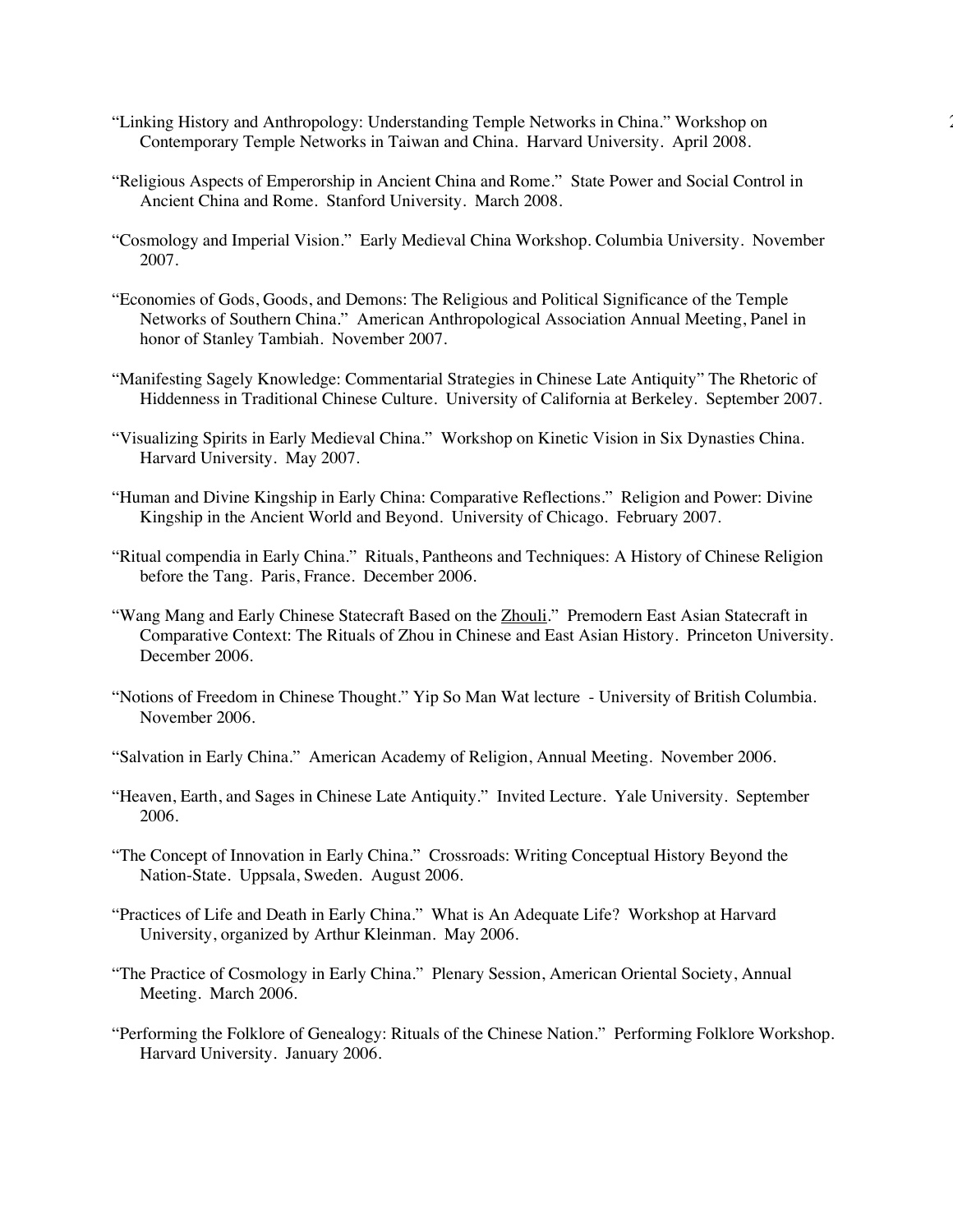"Linking History and Anthropology: Understanding Temple Networks in China." Workshop on Contemporary Temple Networks in Taiwan and China. Harvard University. April 2008.

"Religious Aspects of Emperorship in Ancient China and Rome." State Power and Social Control in Ancient China and Rome. Stanford University. March 2008.

"Cosmology and Imperial Vision." Early Medieval China Workshop. Columbia University. November 2007.

"Economies of Gods, Goods, and Demons: The Religious and Political Significance of the Temple Networks of Southern China." American Anthropological Association Annual Meeting, Panel in honor of Stanley Tambiah. November 2007.

"Manifesting Sagely Knowledge: Commentarial Strategies in Chinese Late Antiquity" The Rhetoric of Hiddenness in Traditional Chinese Culture. University of California at Berkeley. September 2007.

"Visualizing Spirits in Early Medieval China." Workshop on Kinetic Vision in Six Dynasties China. Harvard University. May 2007.

"Human and Divine Kingship in Early China: Comparative Reflections." Religion and Power: Divine Kingship in the Ancient World and Beyond. University of Chicago. February 2007.

"Ritual compendia in Early China." Rituals, Pantheons and Techniques: A History of Chinese Religion before the Tang. Paris, France. December 2006.

"Wang Mang and Early Chinese Statecraft Based on the Zhouli." Premodern East Asian Statecraft in Comparative Context: The Rituals of Zhou in Chinese and East Asian History. Princeton University. December 2006.

"Notions of Freedom in Chinese Thought." Yip So Man Wat lecture - University of British Columbia. November 2006.

"Salvation in Early China." American Academy of Religion, Annual Meeting. November 2006.

"Heaven, Earth, and Sages in Chinese Late Antiquity." Invited Lecture. Yale University. September 2006.

"The Concept of Innovation in Early China." Crossroads: Writing Conceptual History Beyond the Nation-State. Uppsala, Sweden. August 2006.

"Practices of Life and Death in Early China." What is An Adequate Life? Workshop at Harvard University, organized by Arthur Kleinman. May 2006.

"The Practice of Cosmology in Early China." Plenary Session, American Oriental Society, Annual Meeting. March 2006.

"Performing the Folklore of Genealogy: Rituals of the Chinese Nation." Performing Folklore Workshop. Harvard University. January 2006.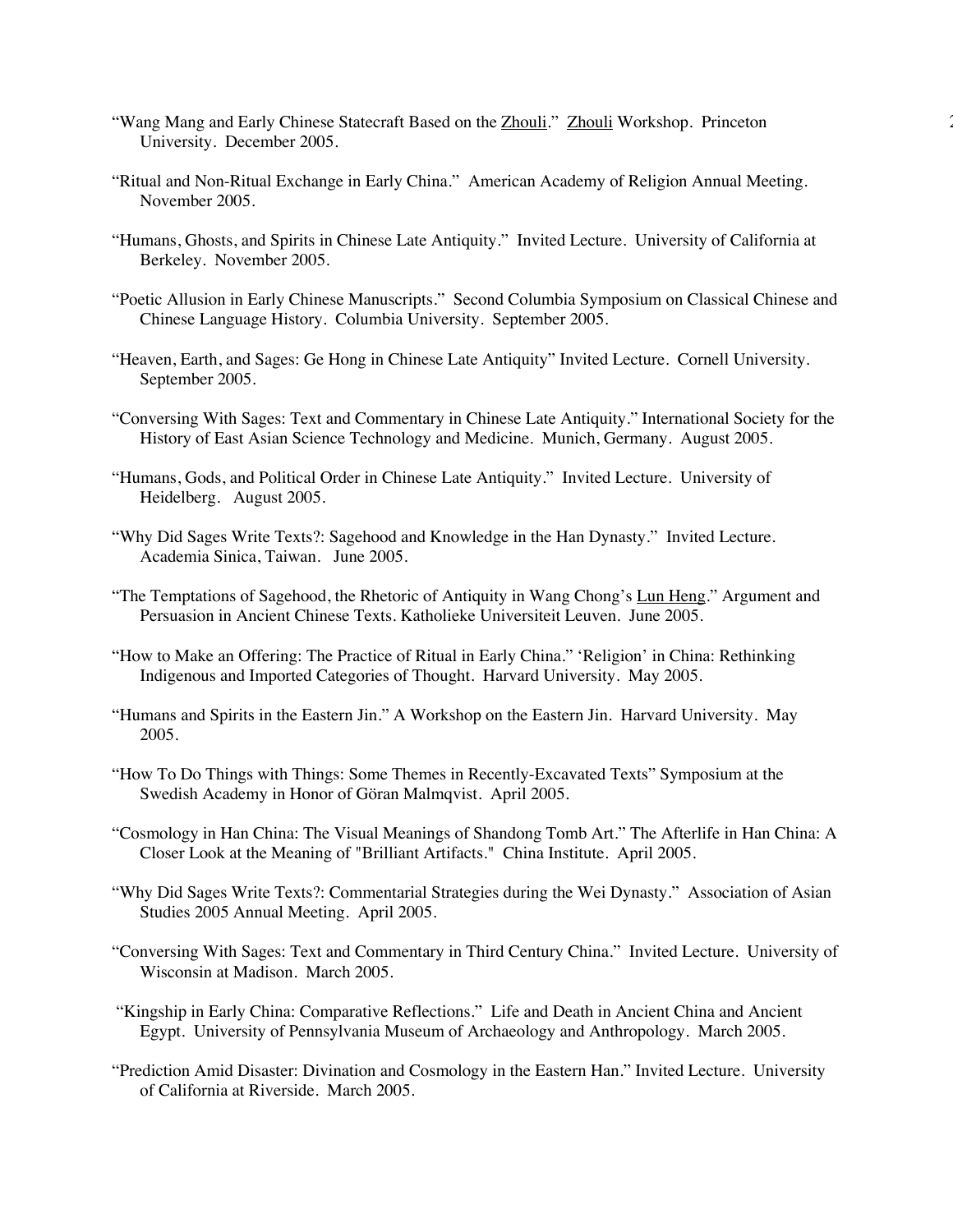"Wang Mang and Early Chinese Statecraft Based on the Zhouli." Zhouli Workshop. Princeton University. December 2005.

"Ritual and Non-Ritual Exchange in Early China." American Academy of Religion Annual Meeting. November 2005.

"Humans, Ghosts, and Spirits in Chinese Late Antiquity." Invited Lecture. University of California at Berkeley. November 2005.

"Poetic Allusion in Early Chinese Manuscripts." Second Columbia Symposium on Classical Chinese and Chinese Language History. Columbia University. September 2005.

"Heaven, Earth, and Sages: Ge Hong in Chinese Late Antiquity" Invited Lecture. Cornell University. September 2005.

"Conversing With Sages: Text and Commentary in Chinese Late Antiquity." International Society for the History of East Asian Science Technology and Medicine. Munich, Germany. August 2005.

"Humans, Gods, and Political Order in Chinese Late Antiquity." Invited Lecture. University of Heidelberg. August 2005.

"Why Did Sages Write Texts?: Sagehood and Knowledge in the Han Dynasty." Invited Lecture. Academia Sinica, Taiwan. June 2005.

"The Temptations of Sagehood, the Rhetoric of Antiquity in Wang Chong's Lun Heng." Argument and Persuasion in Ancient Chinese Texts. Katholieke Universiteit Leuven. June 2005.

"How to Make an Offering: The Practice of Ritual in Early China." 'Religion' in China: Rethinking Indigenous and Imported Categories of Thought. Harvard University. May 2005.

"Humans and Spirits in the Eastern Jin." A Workshop on the Eastern Jin. Harvard University. May 2005.

"How To Do Things with Things: Some Themes in Recently-Excavated Texts" Symposium at the Swedish Academy in Honor of Göran Malmqvist. April 2005.

"Cosmology in Han China: The Visual Meanings of Shandong Tomb Art." The Afterlife in Han China: A Closer Look at the Meaning of "Brilliant Artifacts." China Institute. April 2005.

"Why Did Sages Write Texts?: Commentarial Strategies during the Wei Dynasty." Association of Asian Studies 2005 Annual Meeting. April 2005.

"Conversing With Sages: Text and Commentary in Third Century China." Invited Lecture. University of Wisconsin at Madison. March 2005.

"Kingship in Early China: Comparative Reflections." Life and Death in Ancient China and Ancient Egypt. University of Pennsylvania Museum of Archaeology and Anthropology. March 2005.

"Prediction Amid Disaster: Divination and Cosmology in the Eastern Han." Invited Lecture. University of California at Riverside. March 2005.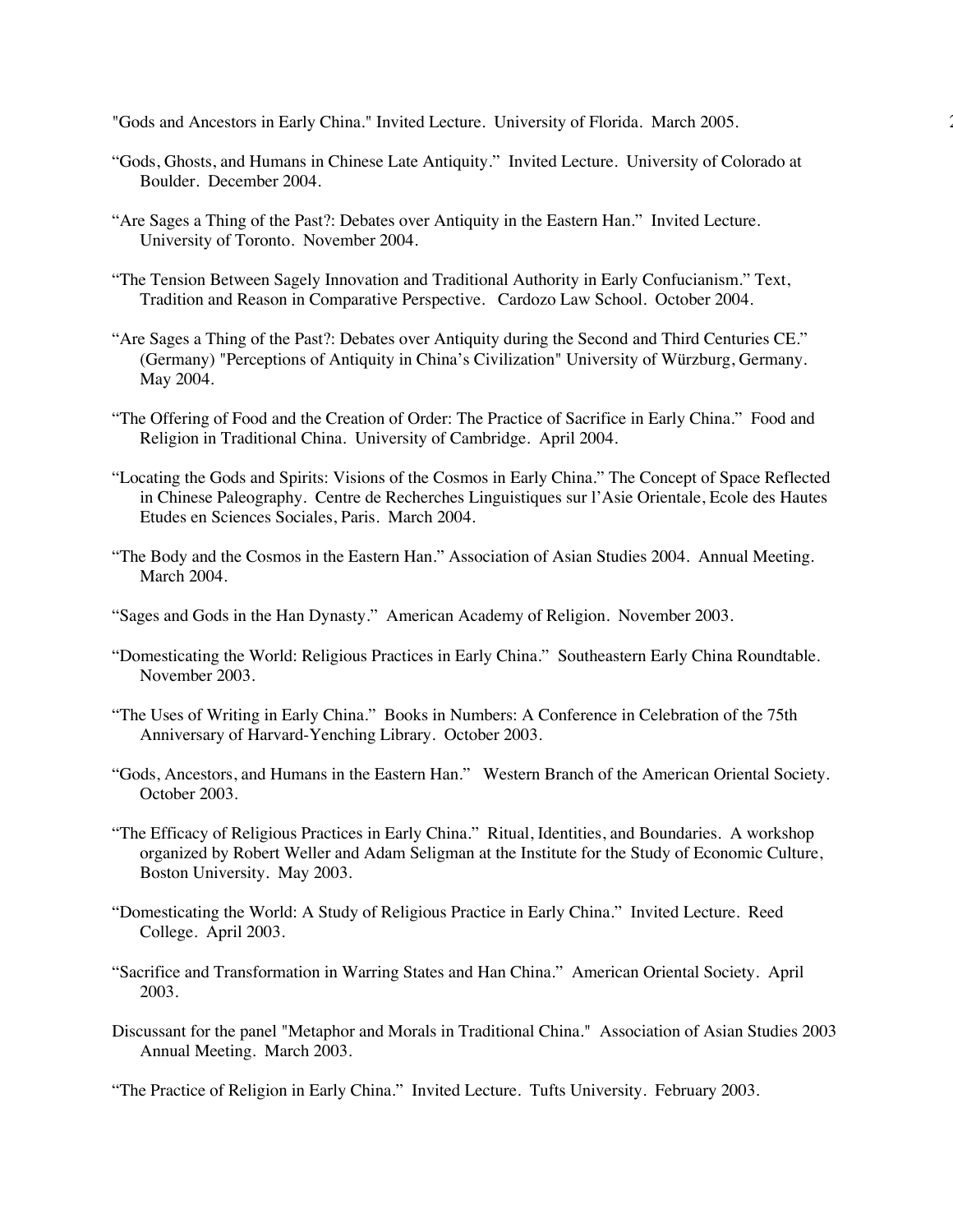"Gods and Ancestors in Early China." Invited Lecture. University of Florida. March 2005.

"Gods, Ghosts, and Humans in Chinese Late Antiquity." Invited Lecture. University of Colorado at Boulder. December 2004.

"Are Sages a Thing of the Past?: Debates over Antiquity in the Eastern Han." Invited Lecture. University of Toronto. November 2004.

"The Tension Between Sagely Innovation and Traditional Authority in Early Confucianism." Text, Tradition and Reason in Comparative Perspective. Cardozo Law School. October 2004.

"Are Sages a Thing of the Past?: Debates over Antiquity during the Second and Third Centuries CE." (Germany) "Perceptions of Antiquity in China's Civilization" University of Würzburg, Germany. May 2004.

"The Offering of Food and the Creation of Order: The Practice of Sacrifice in Early China." Food and Religion in Traditional China. University of Cambridge. April 2004.

"Locating the Gods and Spirits: Visions of the Cosmos in Early China." The Concept of Space Reflected in Chinese Paleography. Centre de Recherches Linguistiques sur l'Asie Orientale, Ecole des Hautes Etudes en Sciences Sociales, Paris. March 2004.

"The Body and the Cosmos in the Eastern Han." Association of Asian Studies 2004. Annual Meeting. March 2004.

"Sages and Gods in the Han Dynasty." American Academy of Religion. November 2003.

"Domesticating the World: Religious Practices in Early China." Southeastern Early China Roundtable. November 2003.

"The Uses of Writing in Early China." Books in Numbers: A Conference in Celebration of the 75th Anniversary of Harvard-Yenching Library. October 2003.

"Gods, Ancestors, and Humans in the Eastern Han." Western Branch of the American Oriental Society. October 2003.

"The Efficacy of Religious Practices in Early China." Ritual, Identities, and Boundaries. A workshop organized by Robert Weller and Adam Seligman at the Institute for the Study of Economic Culture, Boston University. May 2003.

"Domesticating the World: A Study of Religious Practice in Early China." Invited Lecture. Reed College. April 2003.

"Sacrifice and Transformation in Warring States and Han China." American Oriental Society. April 2003.

Discussant for the panel "Metaphor and Morals in Traditional China." Association of Asian Studies 2003 Annual Meeting. March 2003.

"The Practice of Religion in Early China." Invited Lecture. Tufts University. February 2003.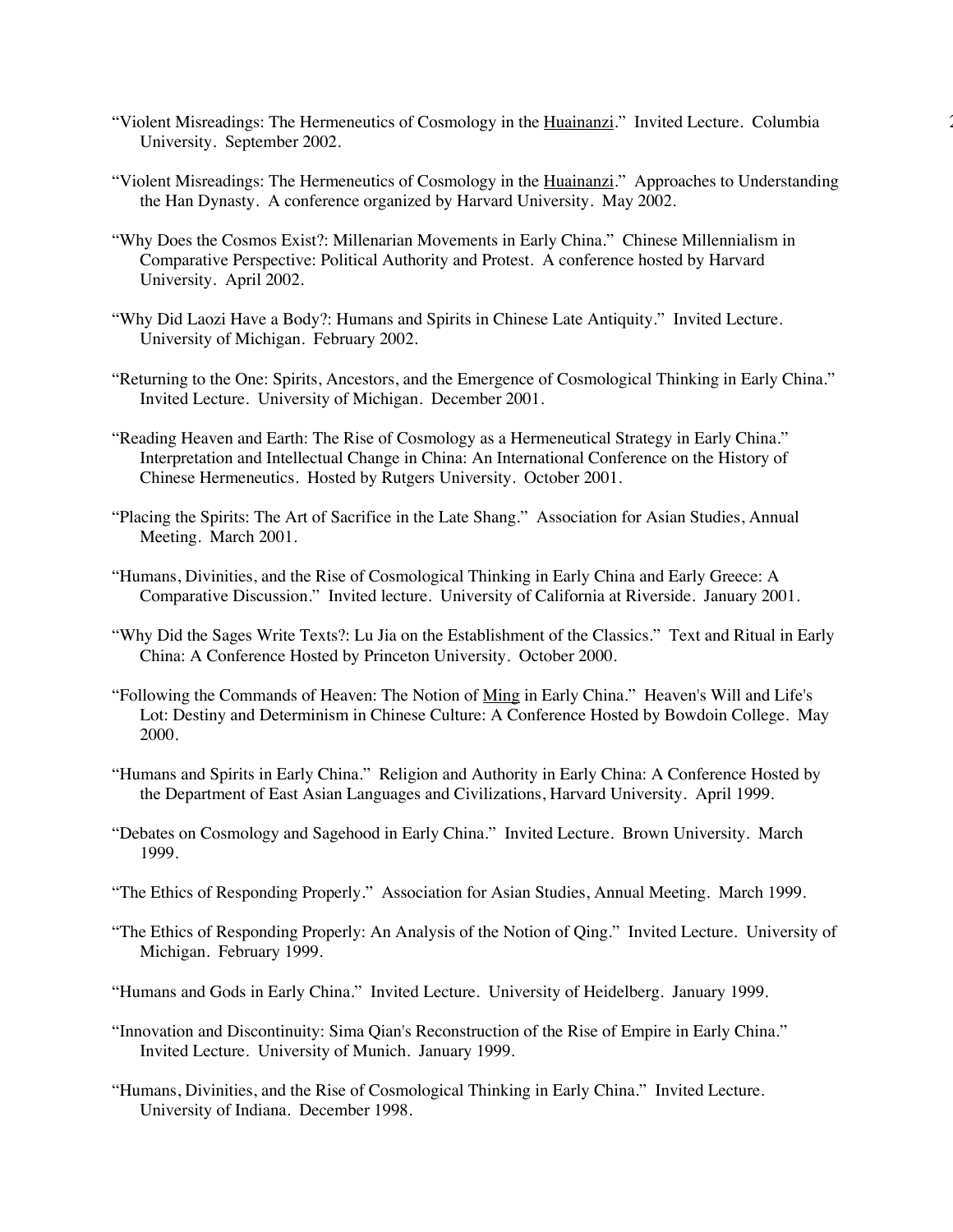"Violent Misreadings: The Hermeneutics of Cosmology in the Huainanzi." Invited Lecture. Columbia University. September 2002.

"Violent Misreadings: The Hermeneutics of Cosmology in the Huainanzi." Approaches to Understanding the Han Dynasty. A conference organized by Harvard University. May 2002.

"Why Does the Cosmos Exist?: Millenarian Movements in Early China." Chinese Millennialism in Comparative Perspective: Political Authority and Protest. A conference hosted by Harvard University. April 2002.

"Why Did Laozi Have a Body?: Humans and Spirits in Chinese Late Antiquity." Invited Lecture. University of Michigan. February 2002.

"Returning to the One: Spirits, Ancestors, and the Emergence of Cosmological Thinking in Early China." Invited Lecture. University of Michigan. December 2001.

"Reading Heaven and Earth: The Rise of Cosmology as a Hermeneutical Strategy in Early China." Interpretation and Intellectual Change in China: An International Conference on the History of Chinese Hermeneutics. Hosted by Rutgers University. October 2001.

"Placing the Spirits: The Art of Sacrifice in the Late Shang." Association for Asian Studies, Annual Meeting. March 2001.

"Humans, Divinities, and the Rise of Cosmological Thinking in Early China and Early Greece: A Comparative Discussion." Invited lecture. University of California at Riverside. January 2001.

"Why Did the Sages Write Texts?: Lu Jia on the Establishment of the Classics." Text and Ritual in Early China: A Conference Hosted by Princeton University. October 2000.

"Following the Commands of Heaven: The Notion of Ming in Early China." Heaven's Will and Life's Lot: Destiny and Determinism in Chinese Culture: A Conference Hosted by Bowdoin College. May 2000.

"Humans and Spirits in Early China." Religion and Authority in Early China: A Conference Hosted by the Department of East Asian Languages and Civilizations, Harvard University. April 1999.

"Debates on Cosmology and Sagehood in Early China." Invited Lecture. Brown University. March 1999.

"The Ethics of Responding Properly." Association for Asian Studies, Annual Meeting. March 1999.

"The Ethics of Responding Properly: An Analysis of the Notion of Qing." Invited Lecture. University of Michigan. February 1999.

"Humans and Gods in Early China." Invited Lecture. University of Heidelberg. January 1999.

"Innovation and Discontinuity: Sima Qian's Reconstruction of the Rise of Empire in Early China." Invited Lecture. University of Munich. January 1999.

"Humans, Divinities, and the Rise of Cosmological Thinking in Early China." Invited Lecture. University of Indiana. December 1998.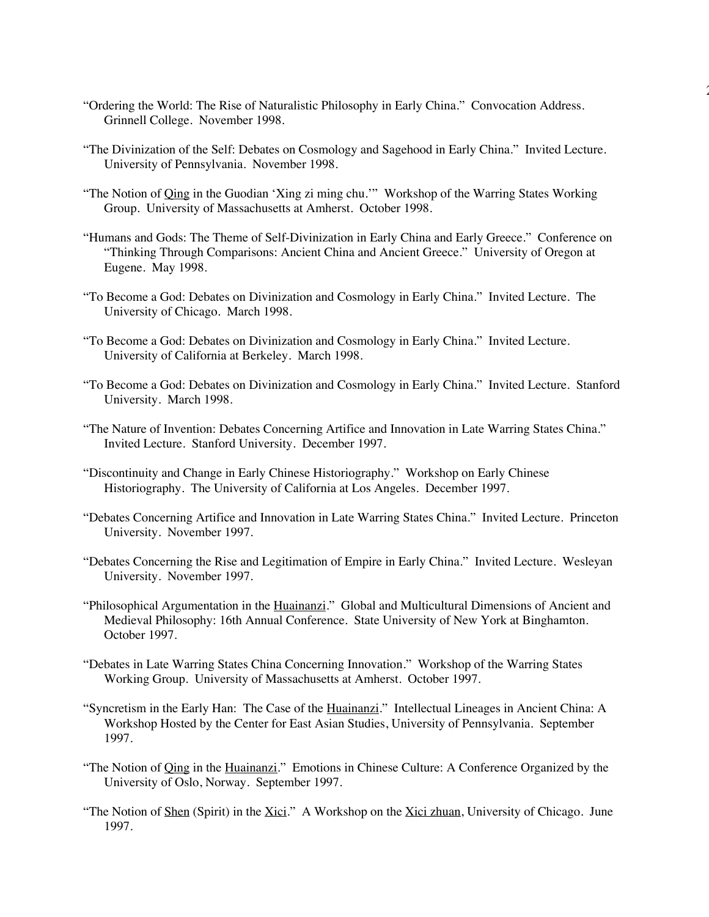"Ordering the World: The Rise of Naturalistic Philosophy in Early China." Convocation Address. Grinnell College. November 1998.

"The Divinization of the Self: Debates on Cosmology and Sagehood in Early China." Invited Lecture. University of Pennsylvania. November 1998.

"The Notion of Qing in the Guodian 'Xing zi ming chu.'" Workshop of the Warring States Working Group. University of Massachusetts at Amherst. October 1998.

"Humans and Gods: The Theme of Self-Divinization in Early China and Early Greece." Conference on "Thinking Through Comparisons: Ancient China and Ancient Greece." University of Oregon at Eugene. May 1998.

"To Become a God: Debates on Divinization and Cosmology in Early China." Invited Lecture. The University of Chicago. March 1998.

"To Become a God: Debates on Divinization and Cosmology in Early China." Invited Lecture. University of California at Berkeley. March 1998.

"To Become a God: Debates on Divinization and Cosmology in Early China." Invited Lecture. Stanford University. March 1998.

"The Nature of Invention: Debates Concerning Artifice and Innovation in Late Warring States China." Invited Lecture. Stanford University. December 1997.

"Discontinuity and Change in Early Chinese Historiography." Workshop on Early Chinese Historiography. The University of California at Los Angeles. December 1997.

"Debates Concerning Artifice and Innovation in Late Warring States China." Invited Lecture. Princeton University. November 1997.

"Debates Concerning the Rise and Legitimation of Empire in Early China." Invited Lecture. Wesleyan University. November 1997.

"Philosophical Argumentation in the Huainanzi." Global and Multicultural Dimensions of Ancient and Medieval Philosophy: 16th Annual Conference. State University of New York at Binghamton. October 1997.

"Debates in Late Warring States China Concerning Innovation." Workshop of the Warring States Working Group. University of Massachusetts at Amherst. October 1997.

"Syncretism in the Early Han: The Case of the Huainanzi." Intellectual Lineages in Ancient China: A Workshop Hosted by the Center for East Asian Studies, University of Pennsylvania. September 1997.

"The Notion of Qing in the Huainanzi." Emotions in Chinese Culture: A Conference Organized by the University of Oslo, Norway. September 1997.

"The Notion of Shen (Spirit) in the Xici." A Workshop on the Xici zhuan, University of Chicago. June 1997.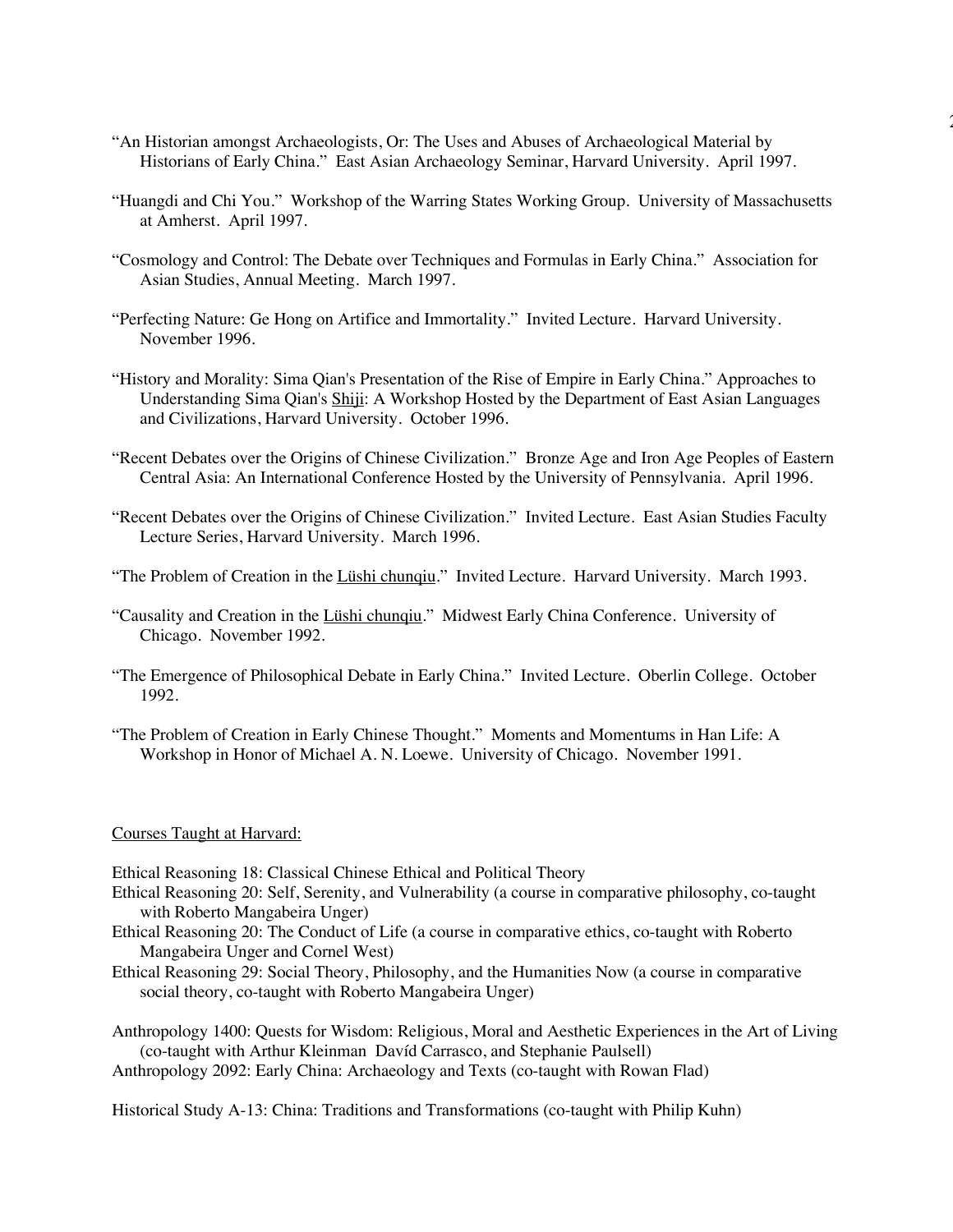"An Historian amongst Archaeologists, Or: The Uses and Abuses of Archaeological Material by Historians of Early China." East Asian Archaeology Seminar, Harvard University. April 1997.

"Huangdi and Chi You." Workshop of the Warring States Working Group. University of Massachusetts at Amherst. April 1997.

"Cosmology and Control: The Debate over Techniques and Formulas in Early China." Association for Asian Studies, Annual Meeting. March 1997.

"Perfecting Nature: Ge Hong on Artifice and Immortality." Invited Lecture. Harvard University. November 1996.

"History and Morality: Sima Qian's Presentation of the Rise of Empire in Early China." Approaches to Understanding Sima Qian's Shiji: A Workshop Hosted by the Department of East Asian Languages and Civilizations, Harvard University. October 1996.

"Recent Debates over the Origins of Chinese Civilization." Bronze Age and Iron Age Peoples of Eastern Central Asia: An International Conference Hosted by the University of Pennsylvania. April 1996.

"Recent Debates over the Origins of Chinese Civilization." Invited Lecture. East Asian Studies Faculty Lecture Series, Harvard University. March 1996.

"The Problem of Creation in the Lüshi chunqiu." Invited Lecture. Harvard University. March 1993.

"Causality and Creation in the Lüshi chunqiu." Midwest Early China Conference. University of Chicago. November 1992.

"The Emergence of Philosophical Debate in Early China." Invited Lecture. Oberlin College. October 1992.

"The Problem of Creation in Early Chinese Thought." Moments and Momentums in Han Life: A Workshop in Honor of Michael A. N. Loewe. University of Chicago. November 1991.

## Courses Taught at Harvard:

Ethical Reasoning 18: Classical Chinese Ethical and Political Theory

Ethical Reasoning 20: Self, Serenity, and Vulnerability (a course in comparative philosophy, co-taught with Roberto Mangabeira Unger)

Ethical Reasoning 20: The Conduct of Life (a course in comparative ethics, co-taught with Roberto Mangabeira Unger and Cornel West)

Ethical Reasoning 29: Social Theory, Philosophy, and the Humanities Now (a course in comparative social theory, co-taught with Roberto Mangabeira Unger)

Anthropology 1400: Quests for Wisdom: Religious, Moral and Aesthetic Experiences in the Art of Living (co-taught with Arthur Kleinman Davíd Carrasco, and Stephanie Paulsell)

Anthropology 2092: Early China: Archaeology and Texts (co-taught with Rowan Flad)

Historical Study A-13: China: Traditions and Transformations (co-taught with Philip Kuhn)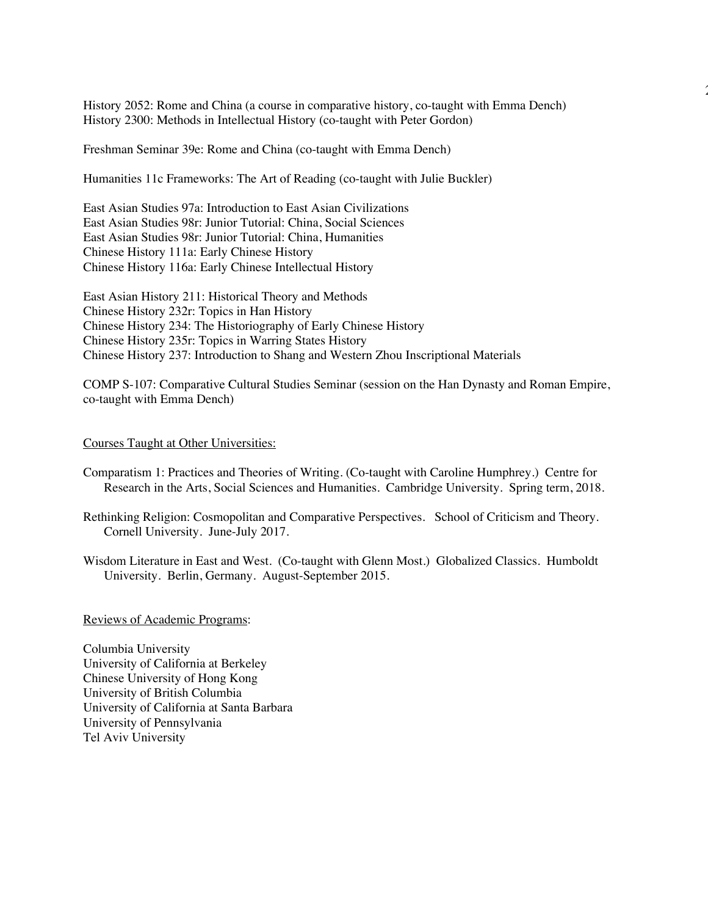History 2052: Rome and China (a course in comparative history, co-taught with Emma Dench)
History 2300: Methods in Intellectual History (co-taught with Peter Gordon)

Freshman Seminar 39e: Rome and China (co-taught with Emma Dench)

Humanities 11c Frameworks: The Art of Reading (co-taught with Julie Buckler)

East Asian Studies 97a: Introduction to East Asian Civilizations
East Asian Studies 98r: Junior Tutorial: China, Social Sciences
East Asian Studies 98r: Junior Tutorial: China, Humanities
Chinese History 111a: Early Chinese History
Chinese History 116a: Early Chinese Intellectual History

East Asian History 211: Historical Theory and Methods
Chinese History 232r: Topics in Han History
Chinese History 234: The Historiography of Early Chinese History
Chinese History 235r: Topics in Warring States History
Chinese History 237: Introduction to Shang and Western Zhou Inscriptional Materials

COMP S-107: Comparative Cultural Studies Seminar (session on the Han Dynasty and Roman Empire, co-taught with Emma Dench)

Courses Taught at Other Universities:

Comparatism 1: Practices and Theories of Writing. (Co-taught with Caroline Humphrey.) Centre for Research in the Arts, Social Sciences and Humanities. Cambridge University. Spring term, 2018.

Rethinking Religion: Cosmopolitan and Comparative Perspectives. School of Criticism and Theory. Cornell University. June-July 2017.

Wisdom Literature in East and West. (Co-taught with Glenn Most.) Globalized Classics. Humboldt University. Berlin, Germany. August-September 2015.

Reviews of Academic Programs:

Columbia University
University of California at Berkeley
Chinese University of Hong Kong
University of British Columbia
University of California at Santa Barbara
University of Pennsylvania
Tel Aviv University